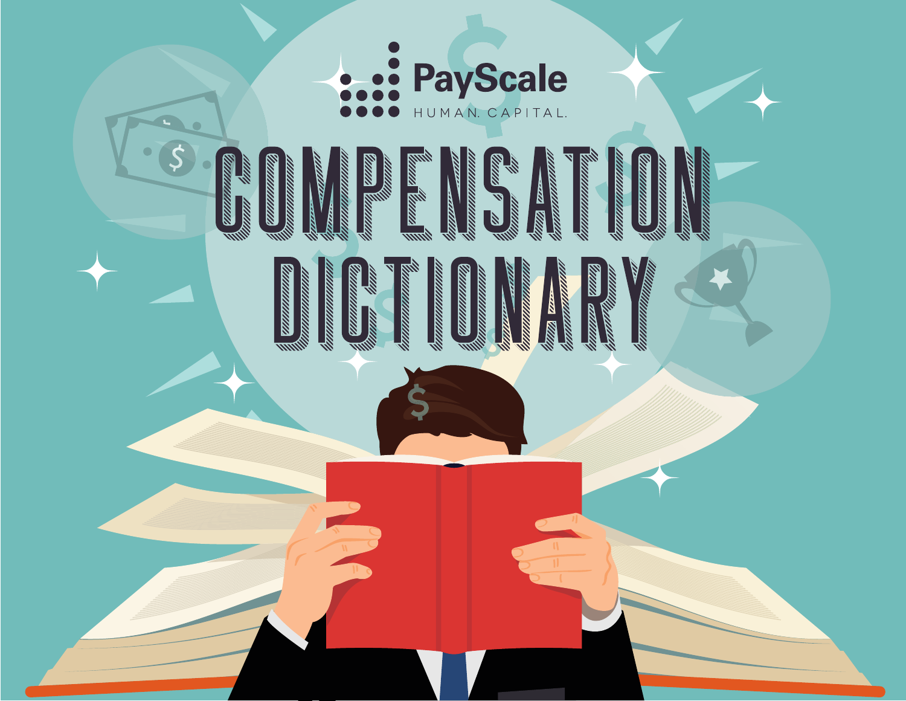PayScale

HUMAN. CAPITAL.

# COMPENSATION DICTIONARY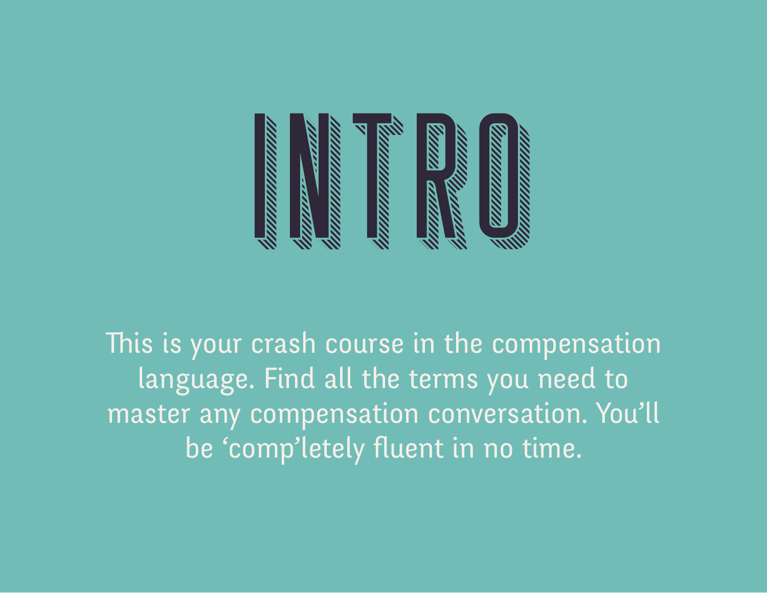# INTRO

This is your crash course in the compensation language. Find all the terms you need to master any compensation conversation. You'll be 'comp'letely fluent in no time.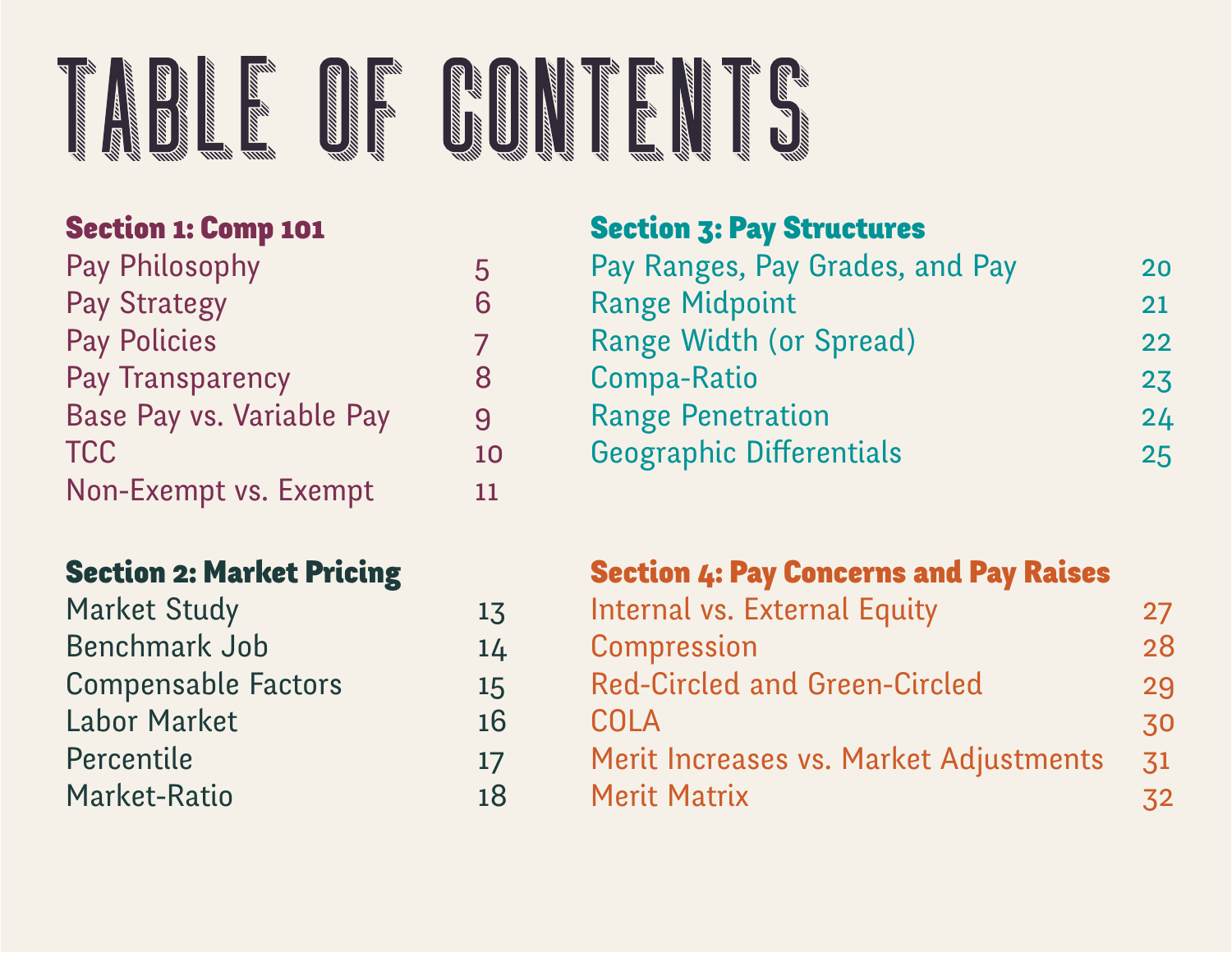# TABLE OF CONTENTS

## Section 1: Comp 101

| | |
|---|---|
| Pay Philosophy | 5 |
| Pay Strategy | 6 |
| Pay Policies | 7 |
| Pay Transparency | 8 |
| Base Pay vs. Variable Pay | 9 |
| TCC | 10 |
| Non-Exempt vs. Exempt | 11 |

## Section 2: Market Pricing

| | |
|---|---|
| Market Study | 13 |
| Benchmark Job | 14 |
| Compensable Factors | 15 |
| Labor Market | 16 |
| Percentile | 17 |
| Market-Ratio | 18 |

## Section 3: Pay Structures

| | |
|---|---|
| Pay Ranges, Pay Grades, and Pay | 20 |
| Range Midpoint | 21 |
| Range Width (or Spread) | 22 |
| Compa-Ratio | 23 |
| Range Penetration | 24 |
| Geographic Differentials | 25 |

## Section 4: Pay Concerns and Pay Raises

| | |
|---|---|
| Internal vs. External Equity | 27 |
| Compression | 28 |
| Red-Circled and Green-Circled | 29 |
| COLA | 30 |
| Merit Increases vs. Market Adjustments | 31 |
| Merit Matrix | 32 |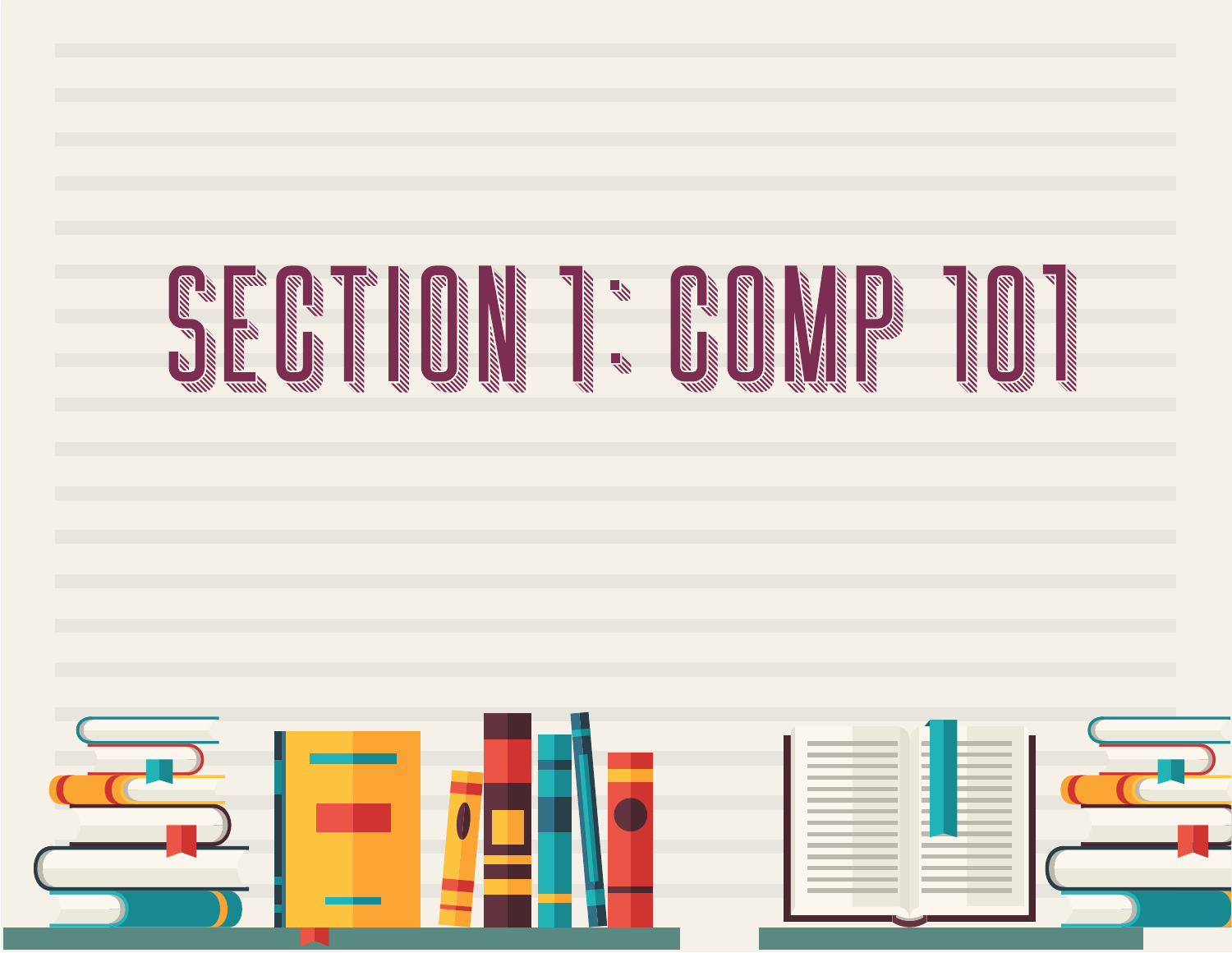# SECTION 1: COMP 101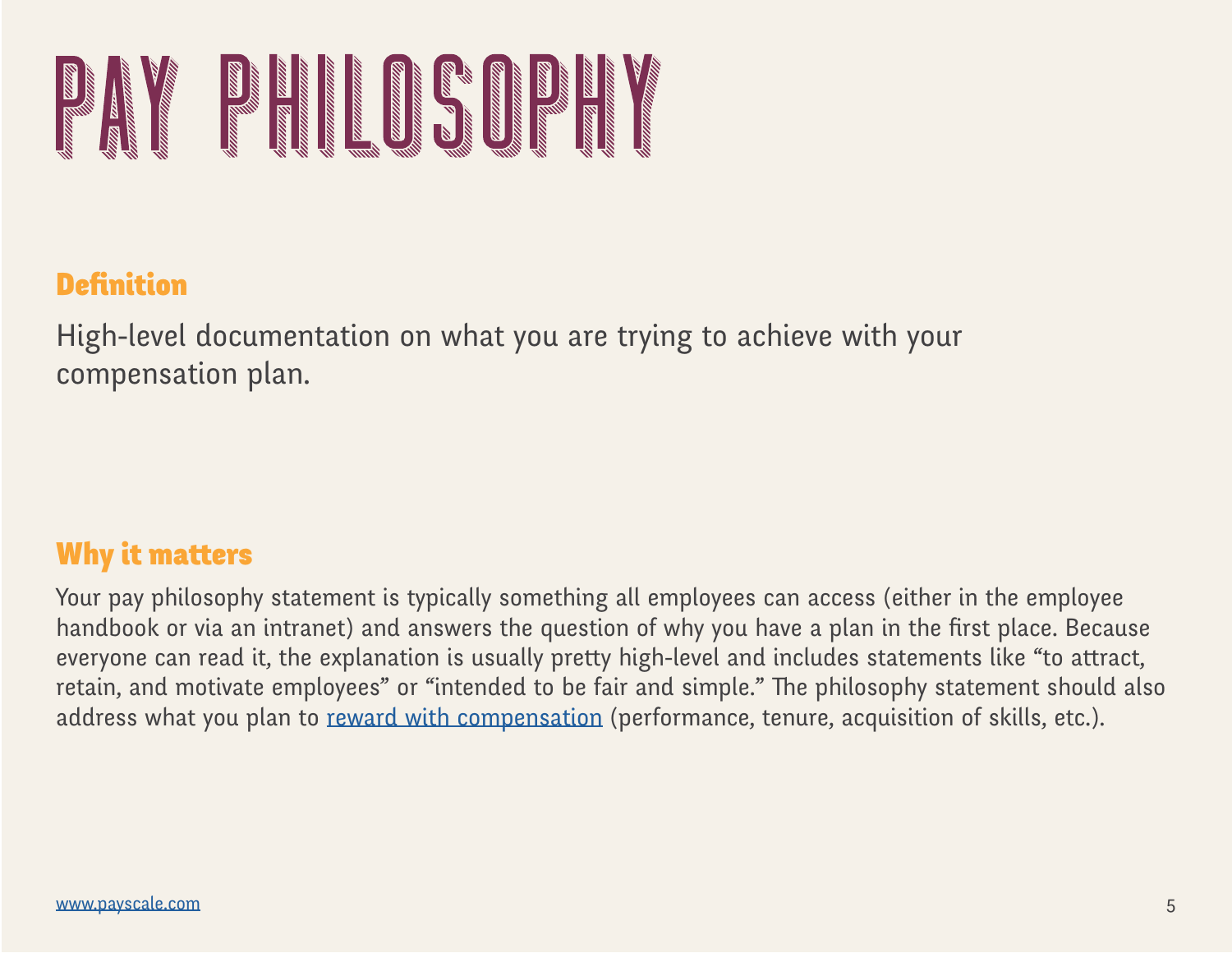# PAY PHILOSOPHY

## Definition

High-level documentation on what you are trying to achieve with your compensation plan.

## Why it matters

Your pay philosophy statement is typically something all employees can access (either in the employee handbook or via an intranet) and answers the question of why you have a plan in the first place. Because everyone can read it, the explanation is usually pretty high-level and includes statements like “to attract, retain, and motivate employees” or “intended to be fair and simple.” The philosophy statement should also address what you plan to reward with compensation (performance, tenure, acquisition of skills, etc.).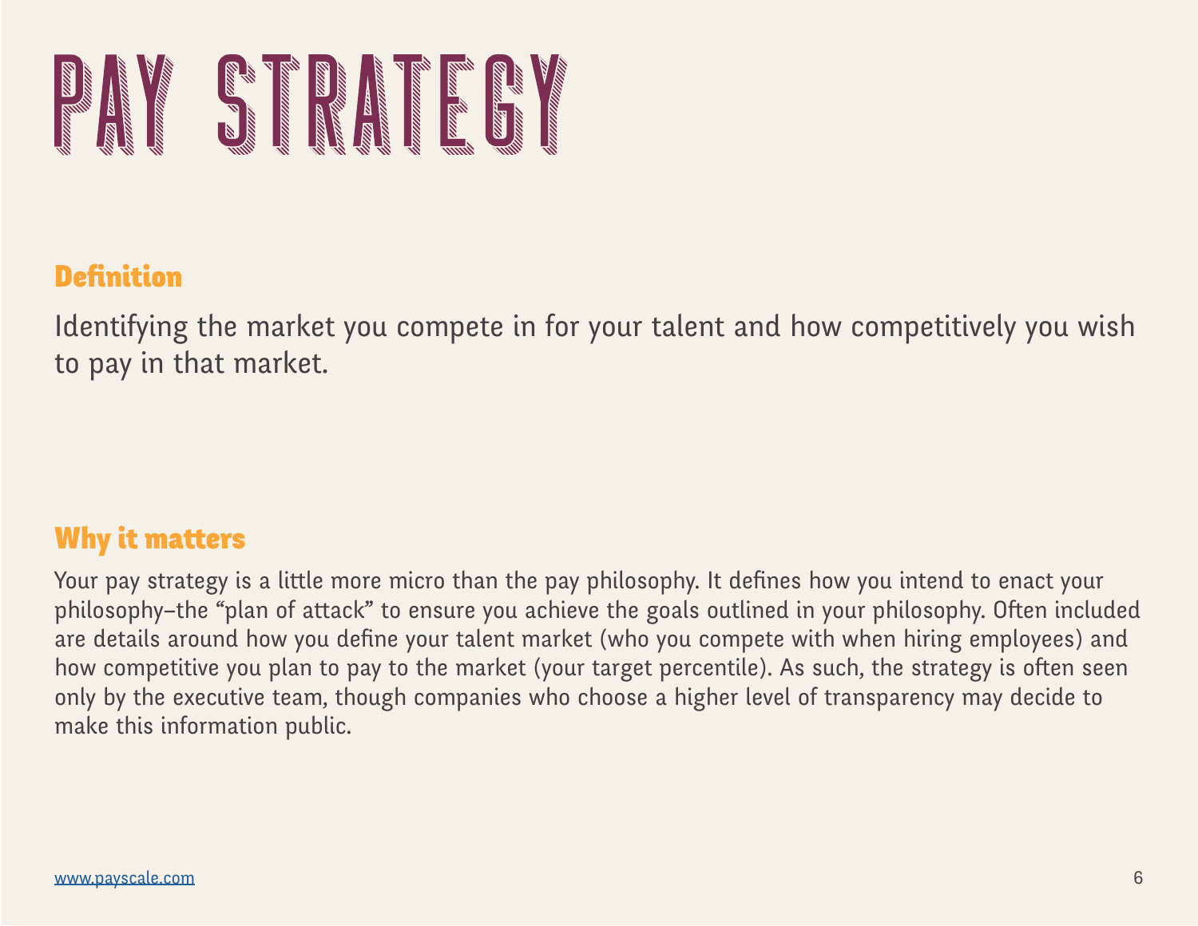# PAY STRATEGY

## Definition

Identifying the market you compete in for your talent and how competitively you wish to pay in that market.

## Why it matters

Your pay strategy is a little more micro than the pay philosophy. It defines how you intend to enact your philosophy–the "plan of attack" to ensure you achieve the goals outlined in your philosophy. Often included are details around how you define your talent market (who you compete with when hiring employees) and how competitive you plan to pay to the market (your target percentile). As such, the strategy is often seen only by the executive team, though companies who choose a higher level of transparency may decide to make this information public.

www.payscale.com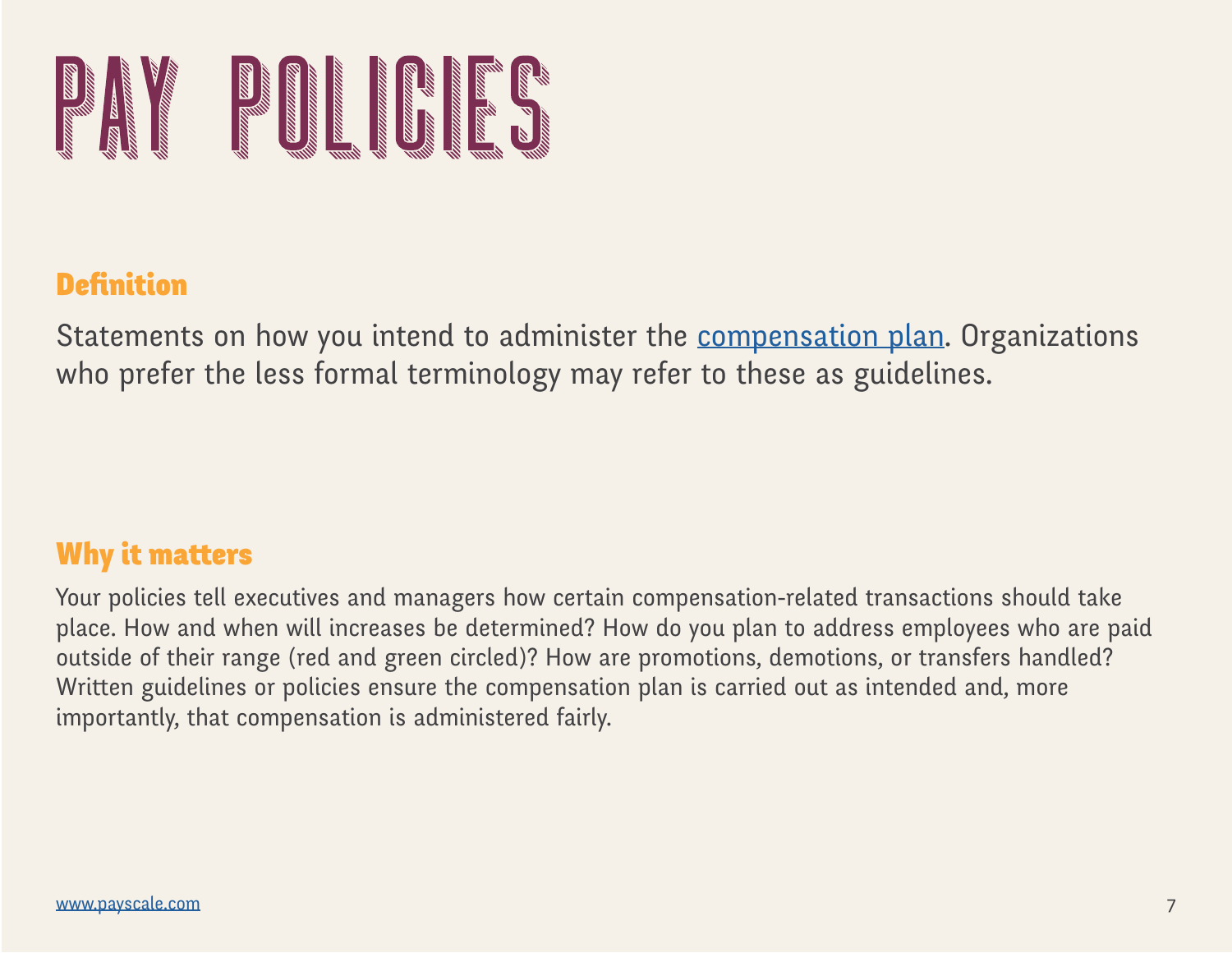# PAY POLICIES

## Definition

Statements on how you intend to administer the compensation plan. Organizations who prefer the less formal terminology may refer to these as guidelines.

## Why it matters

Your policies tell executives and managers how certain compensation-related transactions should take place. How and when will increases be determined? How do you plan to address employees who are paid outside of their range (red and green circled)? How are promotions, demotions, or transfers handled? Written guidelines or policies ensure the compensation plan is carried out as intended and, more importantly, that compensation is administered fairly.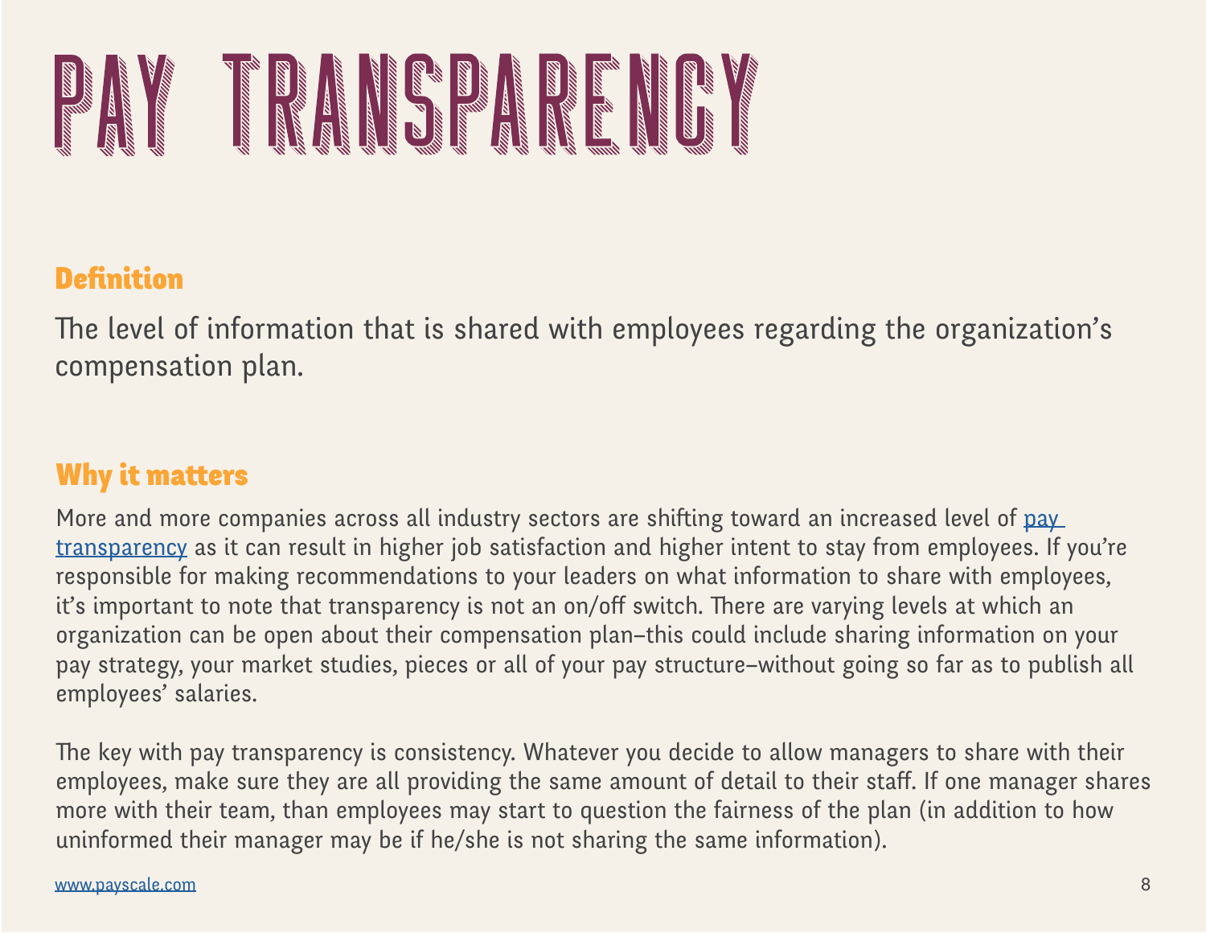# PAY TRANSPARENCY

## Definition

The level of information that is shared with employees regarding the organization's compensation plan.

## Why it matters

More and more companies across all industry sectors are shifting toward an increased level of [pay transparency] as it can result in higher job satisfaction and higher intent to stay from employees. If you're responsible for making recommendations to your leaders on what information to share with employees, it's important to note that transparency is not an on/off switch. There are varying levels at which an organization can be open about their compensation plan–this could include sharing information on your pay strategy, your market studies, pieces or all of your pay structure–without going so far as to publish all employees' salaries.

The key with pay transparency is consistency. Whatever you decide to allow managers to share with their employees, make sure they are all providing the same amount of detail to their staff. If one manager shares more with their team, than employees may start to question the fairness of the plan (in addition to how uninformed their manager may be if he/she is not sharing the same information).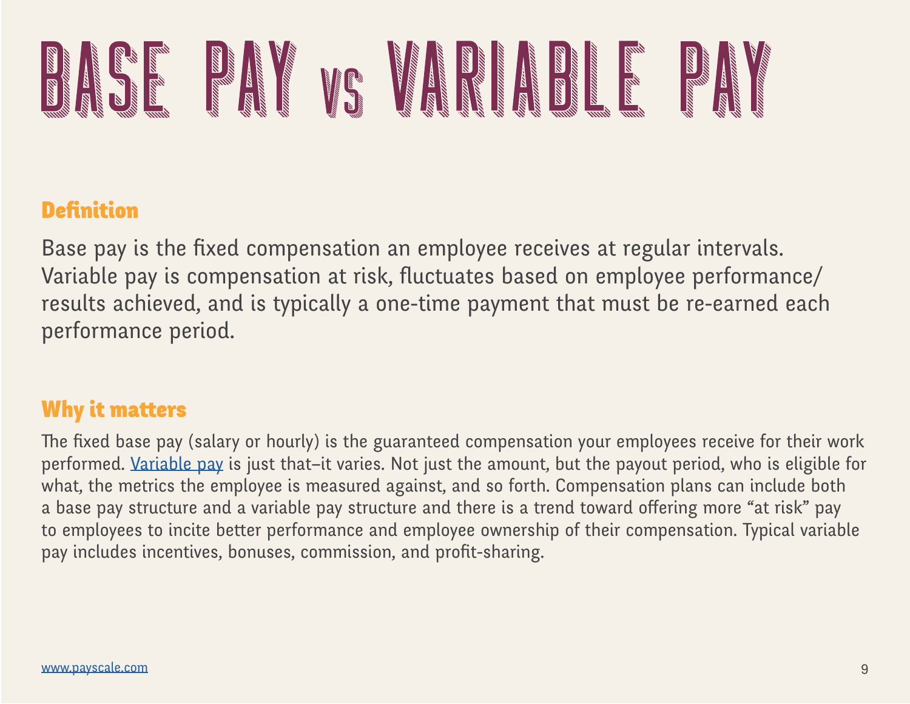# BASE PAY vs VARIABLE PAY

## Definition

Base pay is the fixed compensation an employee receives at regular intervals. Variable pay is compensation at risk, fluctuates based on employee performance/results achieved, and is typically a one-time payment that must be re-earned each performance period.

## Why it matters

The fixed base pay (salary or hourly) is the guaranteed compensation your employees receive for their work performed. [Variable pay](#) is just that–it varies. Not just the amount, but the payout period, who is eligible for what, the metrics the employee is measured against, and so forth. Compensation plans can include both a base pay structure and a variable pay structure and there is a trend toward offering more "at risk" pay to employees to incite better performance and employee ownership of their compensation. Typical variable pay includes incentives, bonuses, commission, and profit-sharing.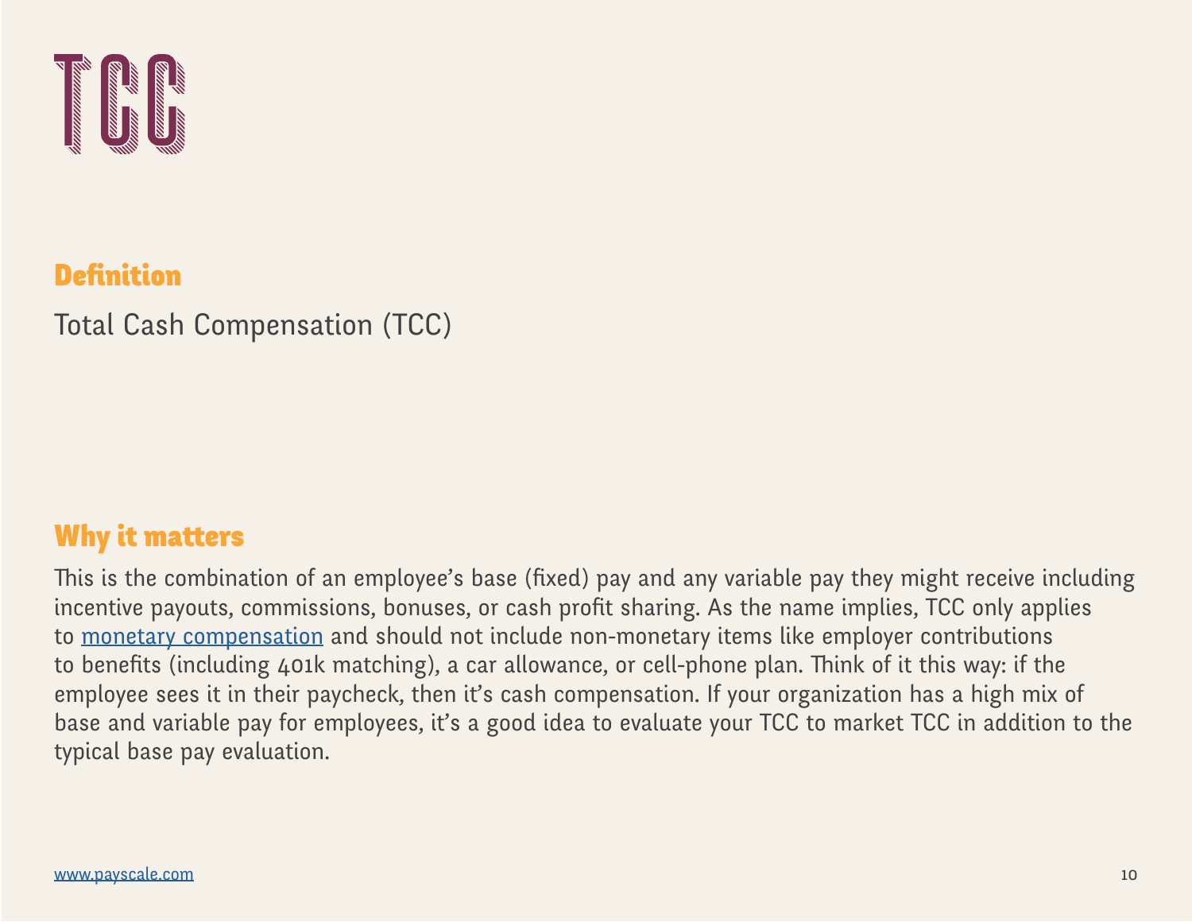# TCC

## Definition

Total Cash Compensation (TCC)

## Why it matters

This is the combination of an employee's base (fixed) pay and any variable pay they might receive including incentive payouts, commissions, bonuses, or cash profit sharing. As the name implies, TCC only applies to monetary compensation and should not include non-monetary items like employer contributions to benefits (including 401k matching), a car allowance, or cell-phone plan. Think of it this way: if the employee sees it in their paycheck, then it's cash compensation. If your organization has a high mix of base and variable pay for employees, it's a good idea to evaluate your TCC to market TCC in addition to the typical base pay evaluation.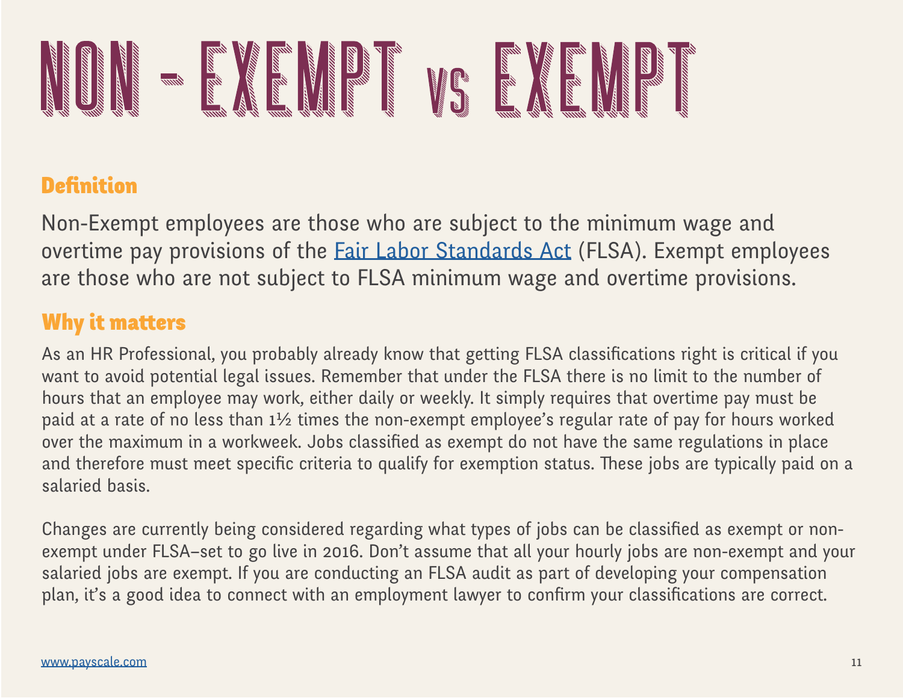# NON - EXEMPT VS EXEMPT

## Definition

Non-Exempt employees are those who are subject to the minimum wage and overtime pay provisions of the [Fair Labor Standards Act](#) (FLSA). Exempt employees are those who are not subject to FLSA minimum wage and overtime provisions.

## Why it matters

As an HR Professional, you probably already know that getting FLSA classifications right is critical if you want to avoid potential legal issues. Remember that under the FLSA there is no limit to the number of hours that an employee may work, either daily or weekly. It simply requires that overtime pay must be paid at a rate of no less than 1½ times the non-exempt employee's regular rate of pay for hours worked over the maximum in a workweek. Jobs classified as exempt do not have the same regulations in place and therefore must meet specific criteria to qualify for exemption status. These jobs are typically paid on a salaried basis.

Changes are currently being considered regarding what types of jobs can be classified as exempt or non-exempt under FLSA–set to go live in 2016. Don't assume that all your hourly jobs are non-exempt and your salaried jobs are exempt. If you are conducting an FLSA audit as part of developing your compensation plan, it's a good idea to connect with an employment lawyer to confirm your classifications are correct.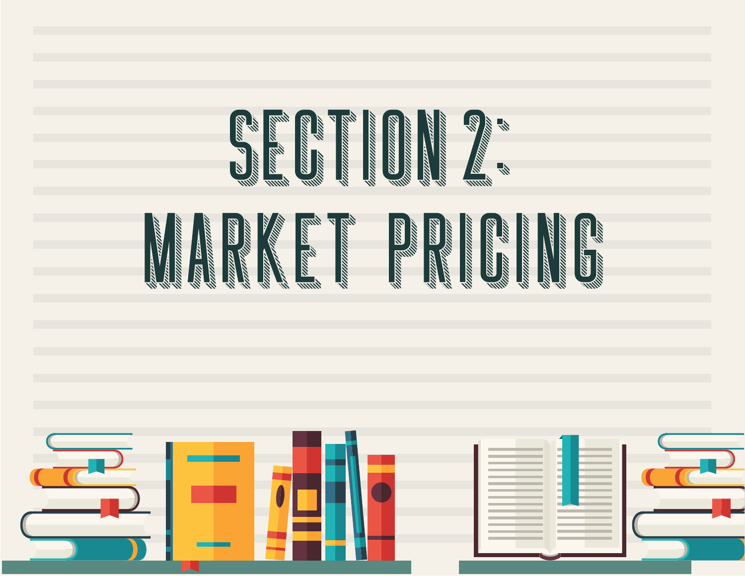# SECTION 2: MARKET PRICING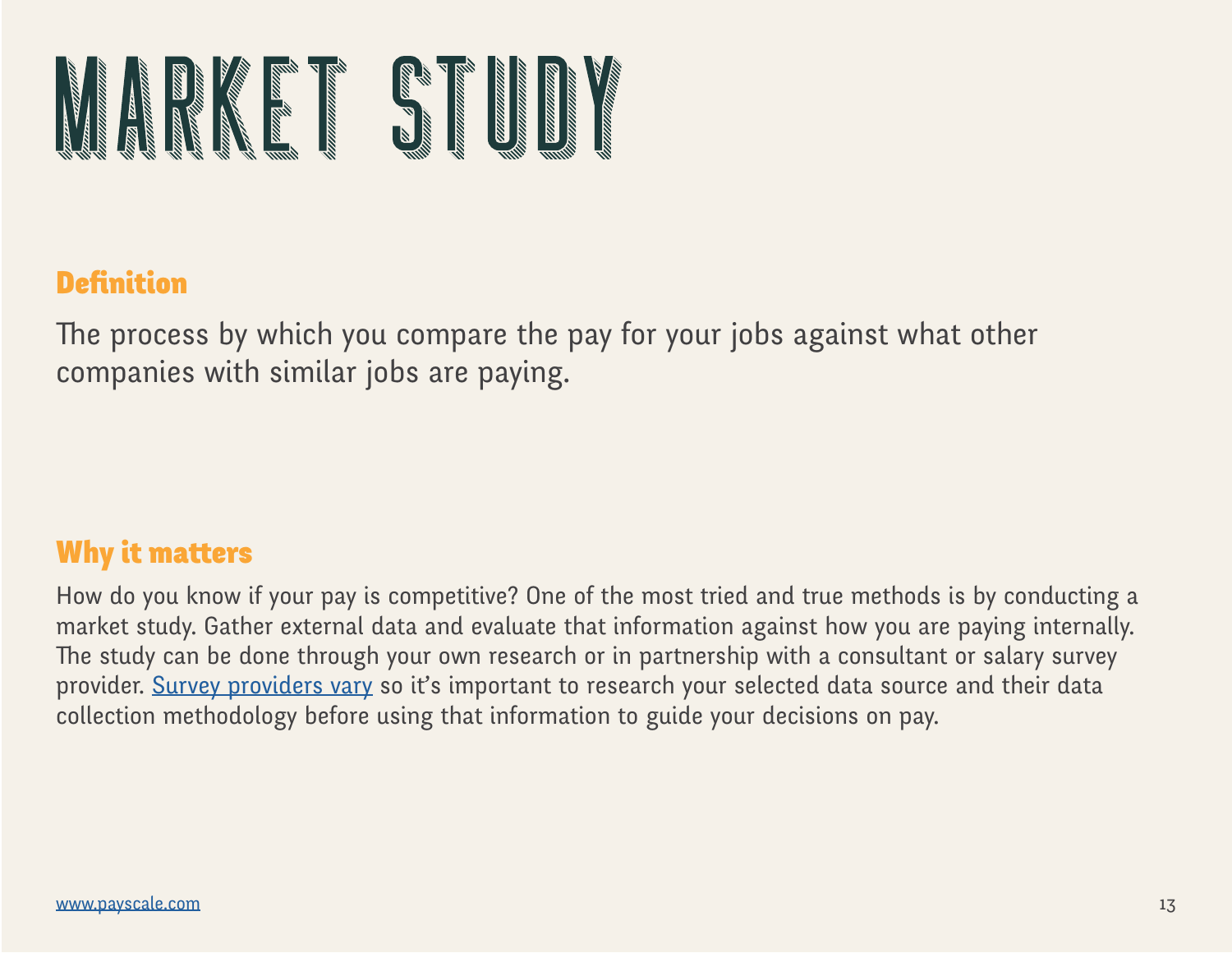# MARKET STUDY

## Definition

The process by which you compare the pay for your jobs against what other companies with similar jobs are paying.

## Why it matters

How do you know if your pay is competitive? One of the most tried and true methods is by conducting a market study. Gather external data and evaluate that information against how you are paying internally. The study can be done through your own research or in partnership with a consultant or salary survey provider. Survey providers vary so it's important to research your selected data source and their data collection methodology before using that information to guide your decisions on pay.

www.payscale.com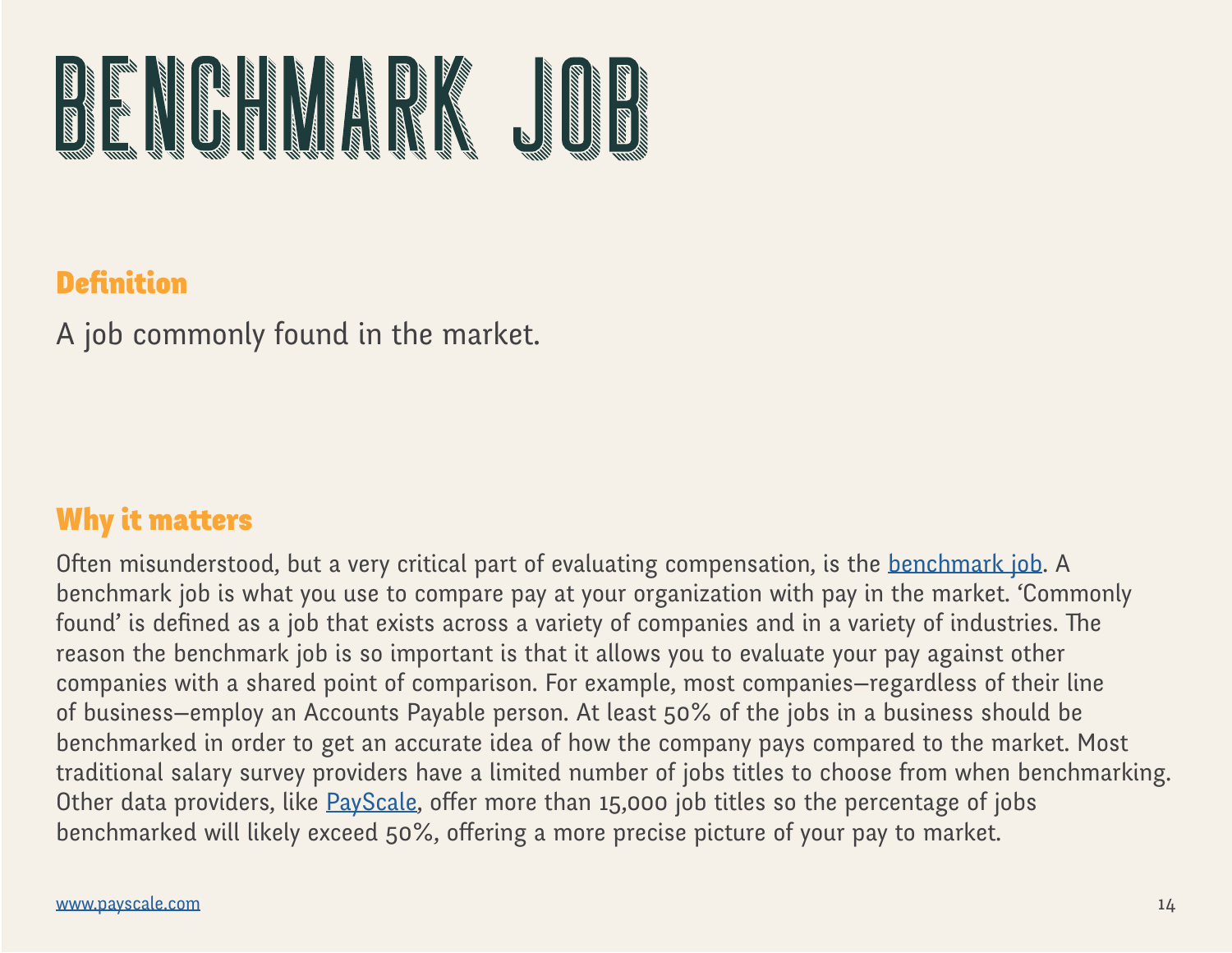# BENCHMARK JOB

## Definition

A job commonly found in the market.

## Why it matters

Often misunderstood, but a very critical part of evaluating compensation, is the benchmark job. A benchmark job is what you use to compare pay at your organization with pay in the market. 'Commonly found' is defined as a job that exists across a variety of companies and in a variety of industries. The reason the benchmark job is so important is that it allows you to evaluate your pay against other companies with a shared point of comparison. For example, most companies—regardless of their line of business—employ an Accounts Payable person. At least 50% of the jobs in a business should be benchmarked in order to get an accurate idea of how the company pays compared to the market. Most traditional salary survey providers have a limited number of jobs titles to choose from when benchmarking. Other data providers, like PayScale, offer more than 15,000 job titles so the percentage of jobs benchmarked will likely exceed 50%, offering a more precise picture of your pay to market.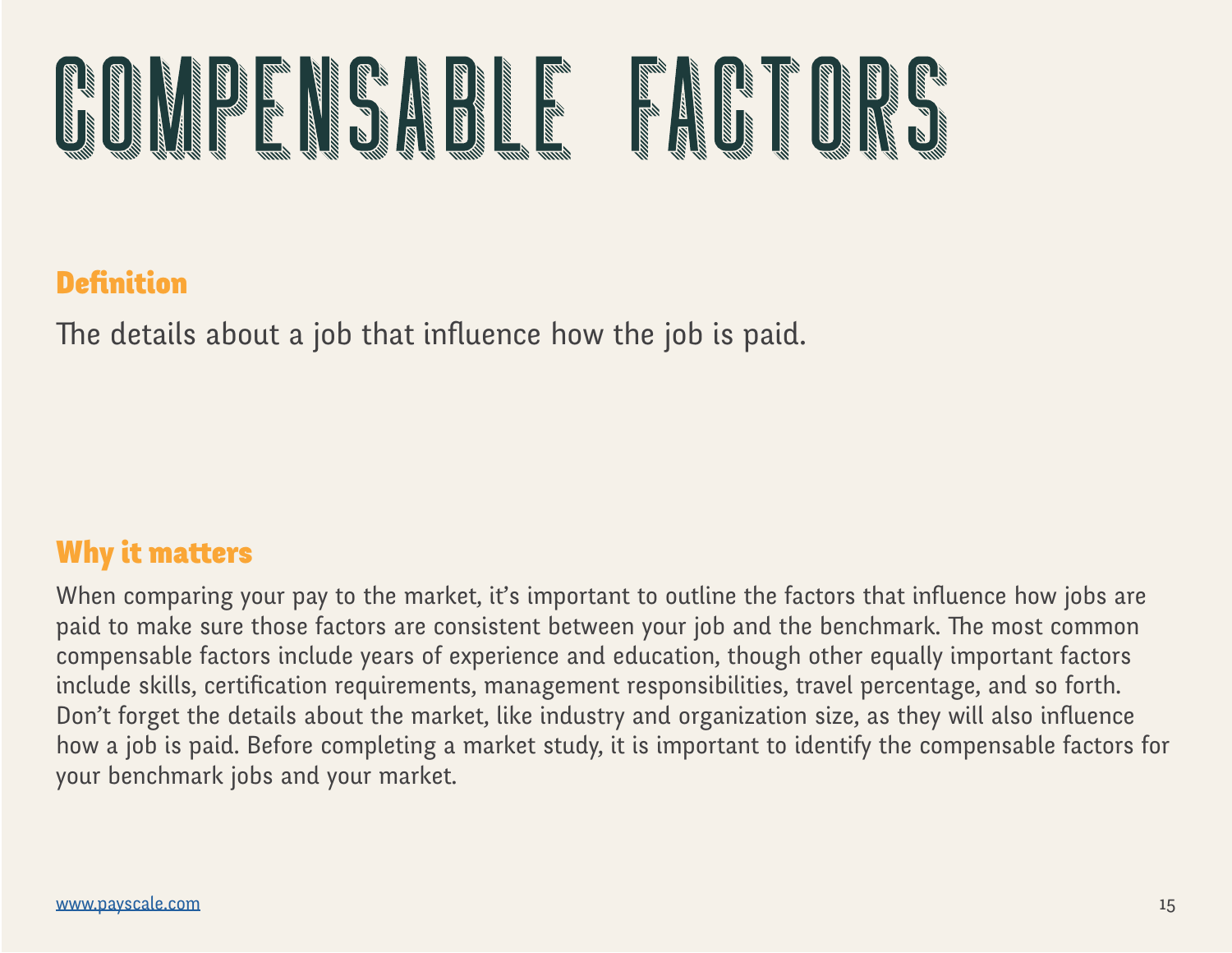# COMPENSABLE FACTORS

## Definition

The details about a job that influence how the job is paid.

## Why it matters

When comparing your pay to the market, it's important to outline the factors that influence how jobs are paid to make sure those factors are consistent between your job and the benchmark. The most common compensable factors include years of experience and education, though other equally important factors include skills, certification requirements, management responsibilities, travel percentage, and so forth. Don't forget the details about the market, like industry and organization size, as they will also influence how a job is paid. Before completing a market study, it is important to identify the compensable factors for your benchmark jobs and your market.

www.payscale.com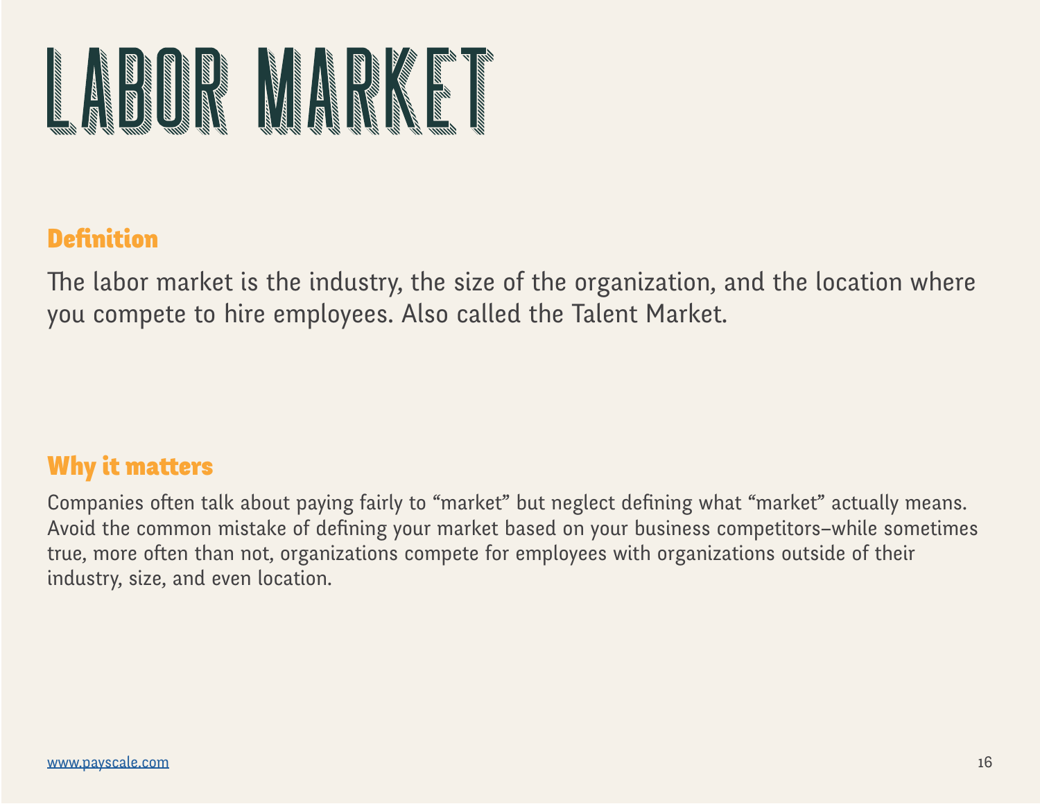# LABOR MARKET

## Definition

The labor market is the industry, the size of the organization, and the location where you compete to hire employees. Also called the Talent Market.

## Why it matters

Companies often talk about paying fairly to "market" but neglect defining what "market" actually means. Avoid the common mistake of defining your market based on your business competitors–while sometimes true, more often than not, organizations compete for employees with organizations outside of their industry, size, and even location.

[www.payscale.com](http://www.payscale.com)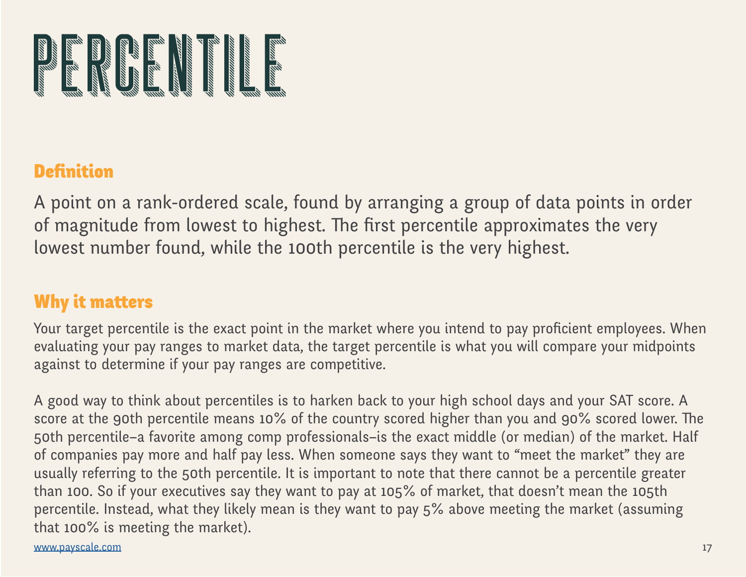# PERCENTILE

## Definition

A point on a rank-ordered scale, found by arranging a group of data points in order of magnitude from lowest to highest. The first percentile approximates the very lowest number found, while the 100th percentile is the very highest.

## Why it matters

Your target percentile is the exact point in the market where you intend to pay proficient employees. When evaluating your pay ranges to market data, the target percentile is what you will compare your midpoints against to determine if your pay ranges are competitive.

A good way to think about percentiles is to harken back to your high school days and your SAT score. A score at the 90th percentile means 10% of the country scored higher than you and 90% scored lower. The 50th percentile–a favorite among comp professionals–is the exact middle (or median) of the market. Half of companies pay more and half pay less. When someone says they want to "meet the market" they are usually referring to the 50th percentile. It is important to note that there cannot be a percentile greater than 100. So if your executives say they want to pay at 105% of market, that doesn't mean the 105th percentile. Instead, what they likely mean is they want to pay 5% above meeting the market (assuming that 100% is meeting the market).

www.payscale.com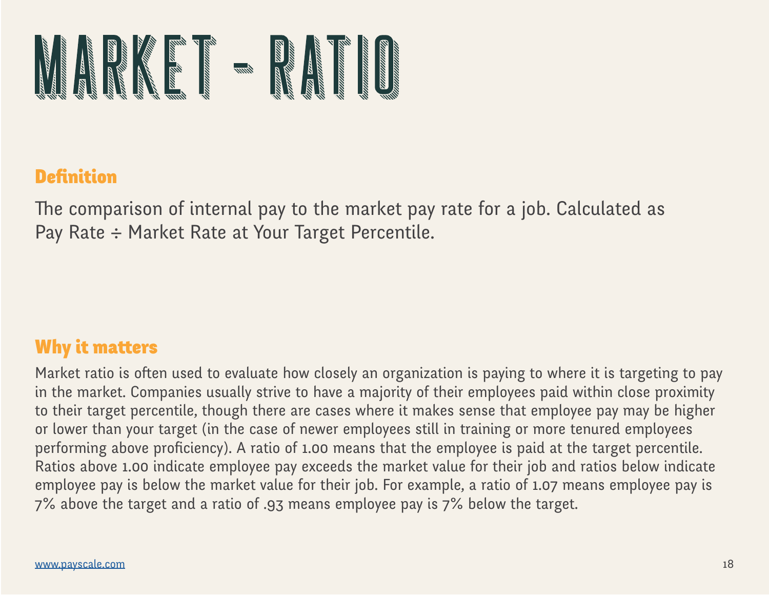# MARKET - RATIO

## Definition

The comparison of internal pay to the market pay rate for a job. Calculated as Pay Rate ÷ Market Rate at Your Target Percentile.

## Why it matters

Market ratio is often used to evaluate how closely an organization is paying to where it is targeting to pay in the market. Companies usually strive to have a majority of their employees paid within close proximity to their target percentile, though there are cases where it makes sense that employee pay may be higher or lower than your target (in the case of newer employees still in training or more tenured employees performing above proficiency). A ratio of 1.00 means that the employee is paid at the target percentile. Ratios above 1.00 indicate employee pay exceeds the market value for their job and ratios below indicate employee pay is below the market value for their job. For example, a ratio of 1.07 means employee pay is 7% above the target and a ratio of .93 means employee pay is 7% below the target.

[www.payscale.com](http://www.payscale.com)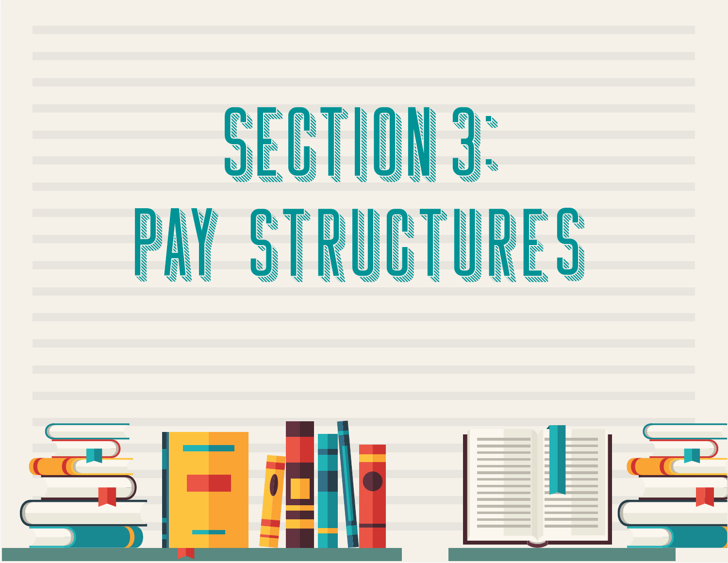# SECTION 3: PAY STRUCTURES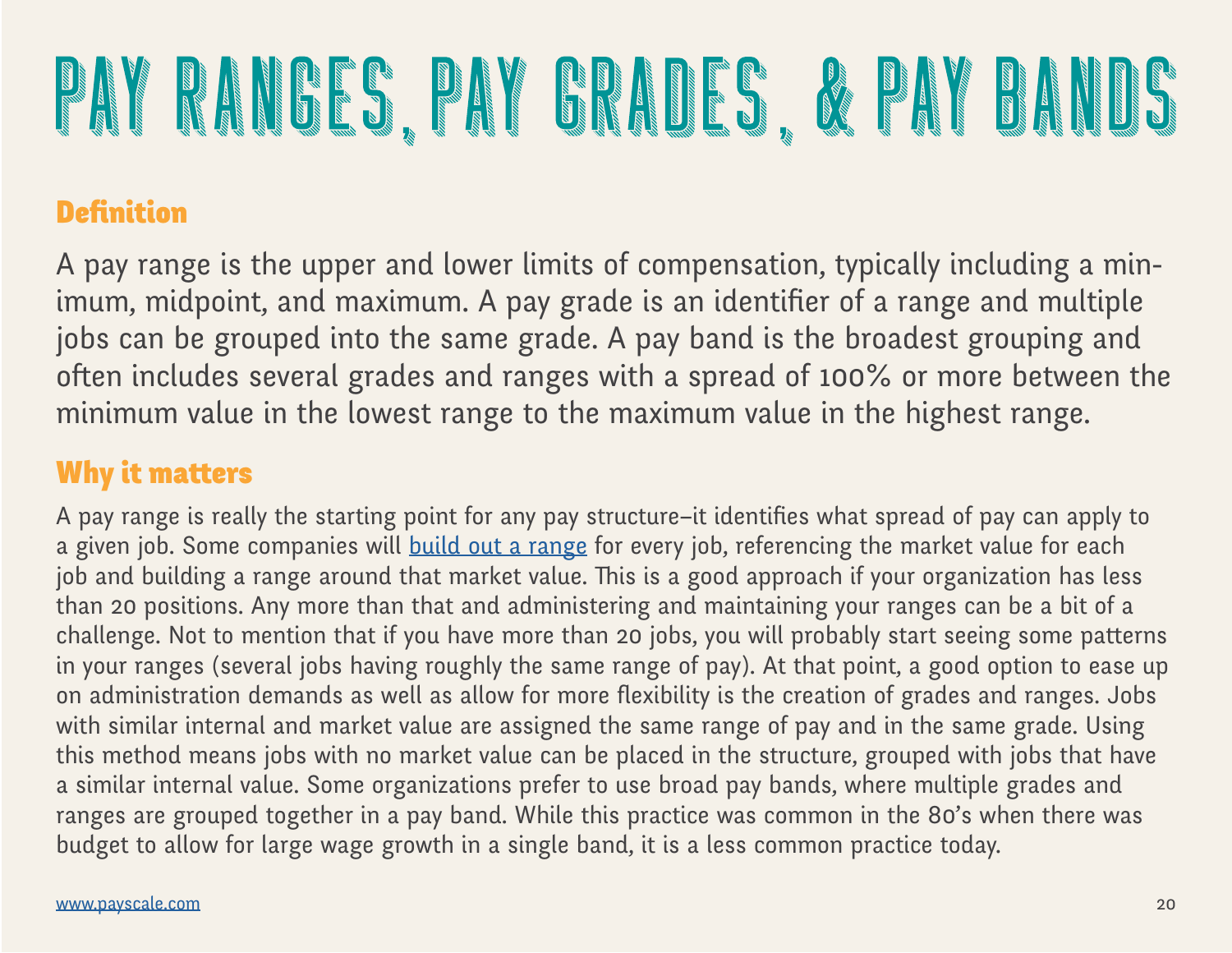# PAY RANGES, PAY GRADES, & PAY BANDS

## Definition

A pay range is the upper and lower limits of compensation, typically including a minimum, midpoint, and maximum. A pay grade is an identifier of a range and multiple jobs can be grouped into the same grade. A pay band is the broadest grouping and often includes several grades and ranges with a spread of 100% or more between the minimum value in the lowest range to the maximum value in the highest range.

## Why it matters

A pay range is really the starting point for any pay structure–it identifies what spread of pay can apply to a given job. Some companies will build out a range for every job, referencing the market value for each job and building a range around that market value. This is a good approach if your organization has less than 20 positions. Any more than that and administering and maintaining your ranges can be a bit of a challenge. Not to mention that if you have more than 20 jobs, you will probably start seeing some patterns in your ranges (several jobs having roughly the same range of pay). At that point, a good option to ease up on administration demands as well as allow for more flexibility is the creation of grades and ranges. Jobs with similar internal and market value are assigned the same range of pay and in the same grade. Using this method means jobs with no market value can be placed in the structure, grouped with jobs that have a similar internal value. Some organizations prefer to use broad pay bands, where multiple grades and ranges are grouped together in a pay band. While this practice was common in the 80's when there was budget to allow for large wage growth in a single band, it is a less common practice today.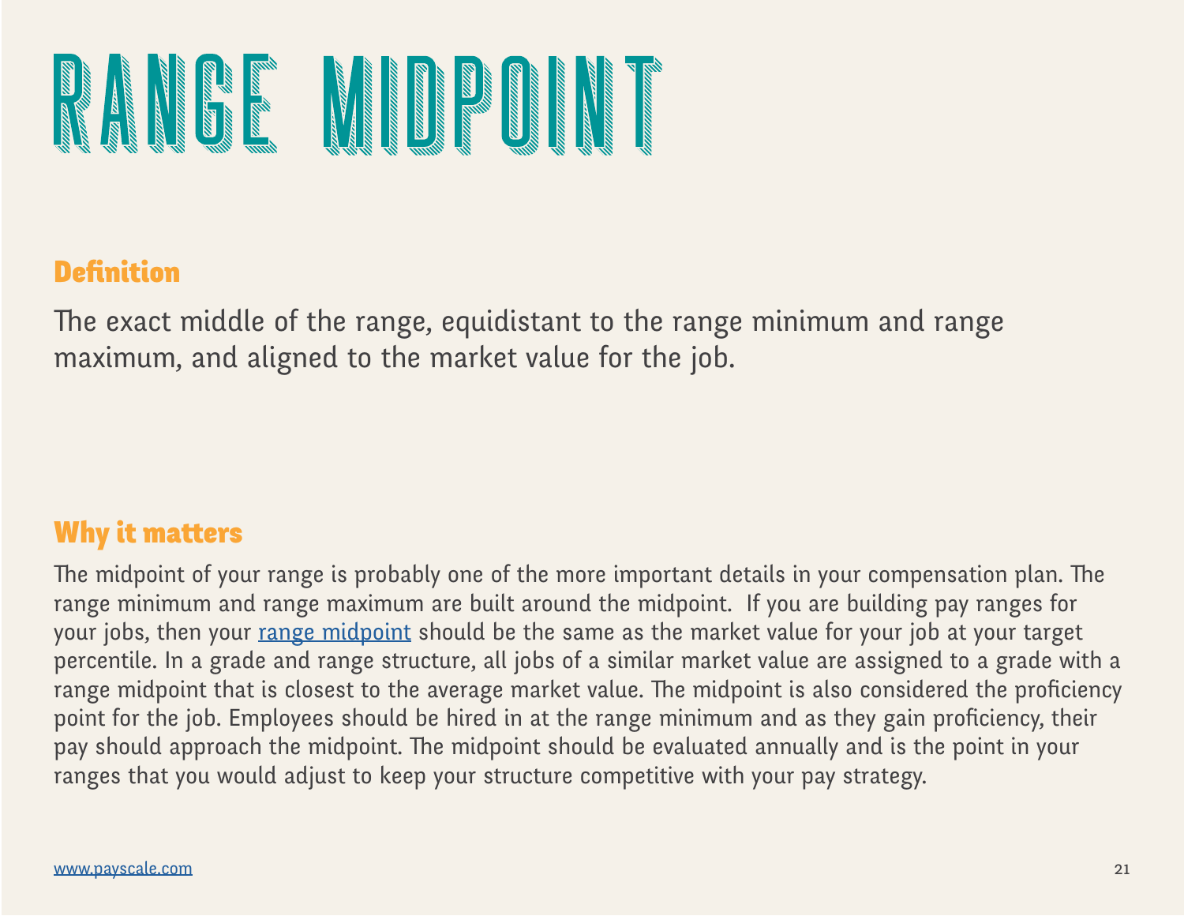# RANGE MIDPOINT

## Definition

The exact middle of the range, equidistant to the range minimum and range maximum, and aligned to the market value for the job.

## Why it matters

The midpoint of your range is probably one of the more important details in your compensation plan. The range minimum and range maximum are built around the midpoint. If you are building pay ranges for your jobs, then your [range midpoint](#) should be the same as the market value for your job at your target percentile. In a grade and range structure, all jobs of a similar market value are assigned to a grade with a range midpoint that is closest to the average market value. The midpoint is also considered the proficiency point for the job. Employees should be hired in at the range minimum and as they gain proficiency, their pay should approach the midpoint. The midpoint should be evaluated annually and is the point in your ranges that you would adjust to keep your structure competitive with your pay strategy.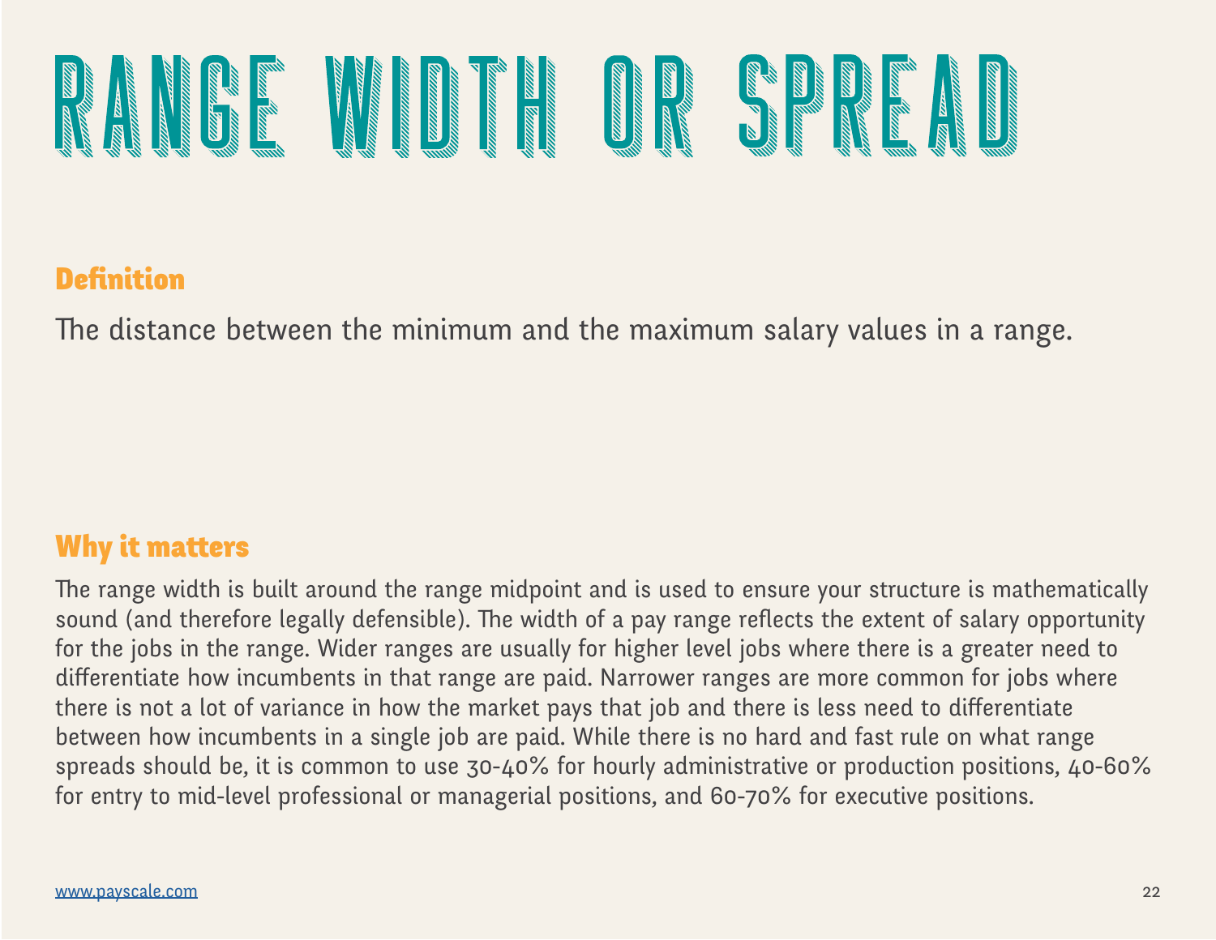# RANGE WIDTH OR SPREAD

## Definition

The distance between the minimum and the maximum salary values in a range.

## Why it matters

The range width is built around the range midpoint and is used to ensure your structure is mathematically sound (and therefore legally defensible). The width of a pay range reflects the extent of salary opportunity for the jobs in the range. Wider ranges are usually for higher level jobs where there is a greater need to differentiate how incumbents in that range are paid. Narrower ranges are more common for jobs where there is not a lot of variance in how the market pays that job and there is less need to differentiate between how incumbents in a single job are paid. While there is no hard and fast rule on what range spreads should be, it is common to use 30-40% for hourly administrative or production positions, 40-60% for entry to mid-level professional or managerial positions, and 60-70% for executive positions.

www.payscale.com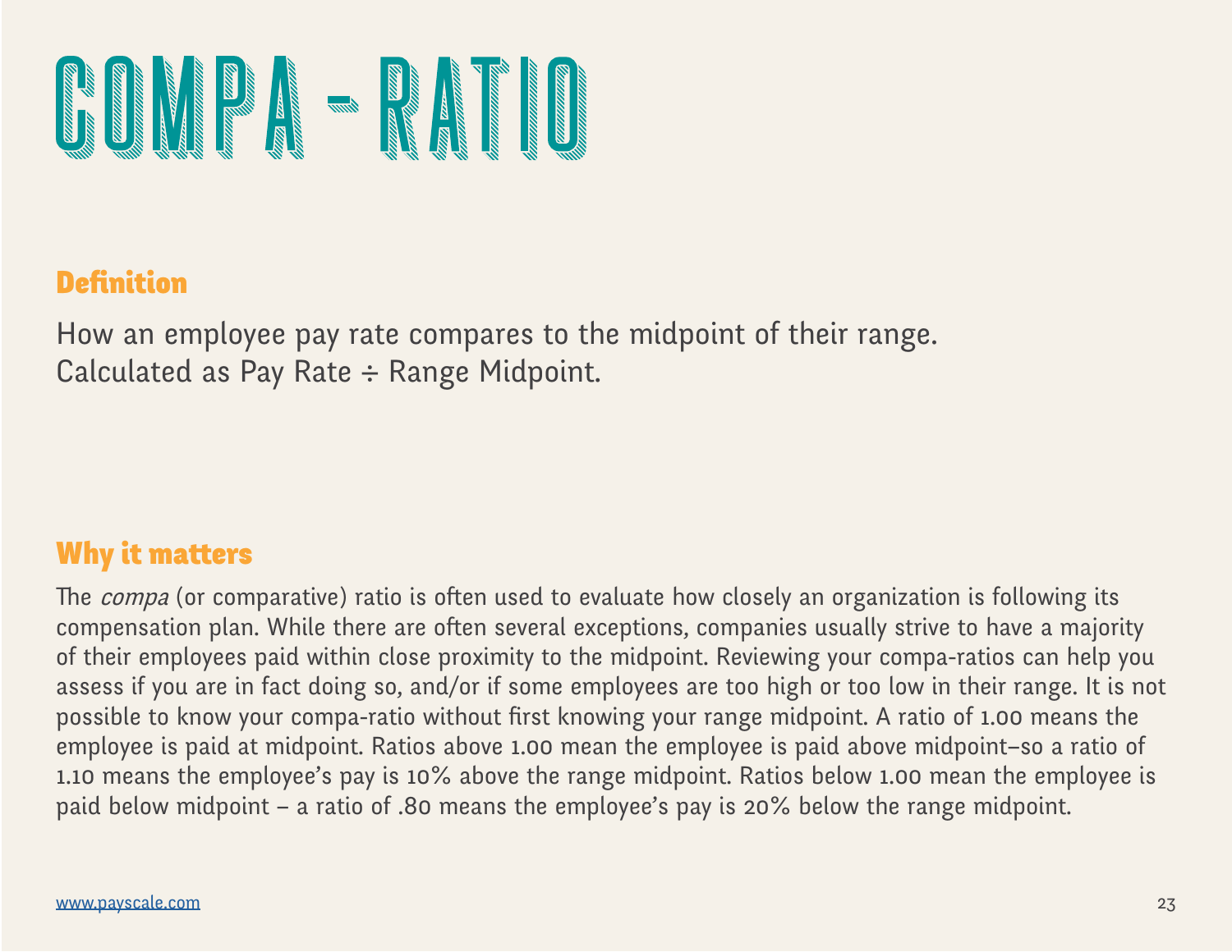# COMPA - RATIO

## Definition

How an employee pay rate compares to the midpoint of their range. Calculated as Pay Rate ÷ Range Midpoint.

## Why it matters

The *compa* (or comparative) ratio is often used to evaluate how closely an organization is following its compensation plan. While there are often several exceptions, companies usually strive to have a majority of their employees paid within close proximity to the midpoint. Reviewing your compa-ratios can help you assess if you are in fact doing so, and/or if some employees are too high or too low in their range. It is not possible to know your compa-ratio without first knowing your range midpoint. A ratio of 1.00 means the employee is paid at midpoint. Ratios above 1.00 mean the employee is paid above midpoint–so a ratio of 1.10 means the employee's pay is 10% above the range midpoint. Ratios below 1.00 mean the employee is paid below midpoint – a ratio of .80 means the employee's pay is 20% below the range midpoint.

www.payscale.com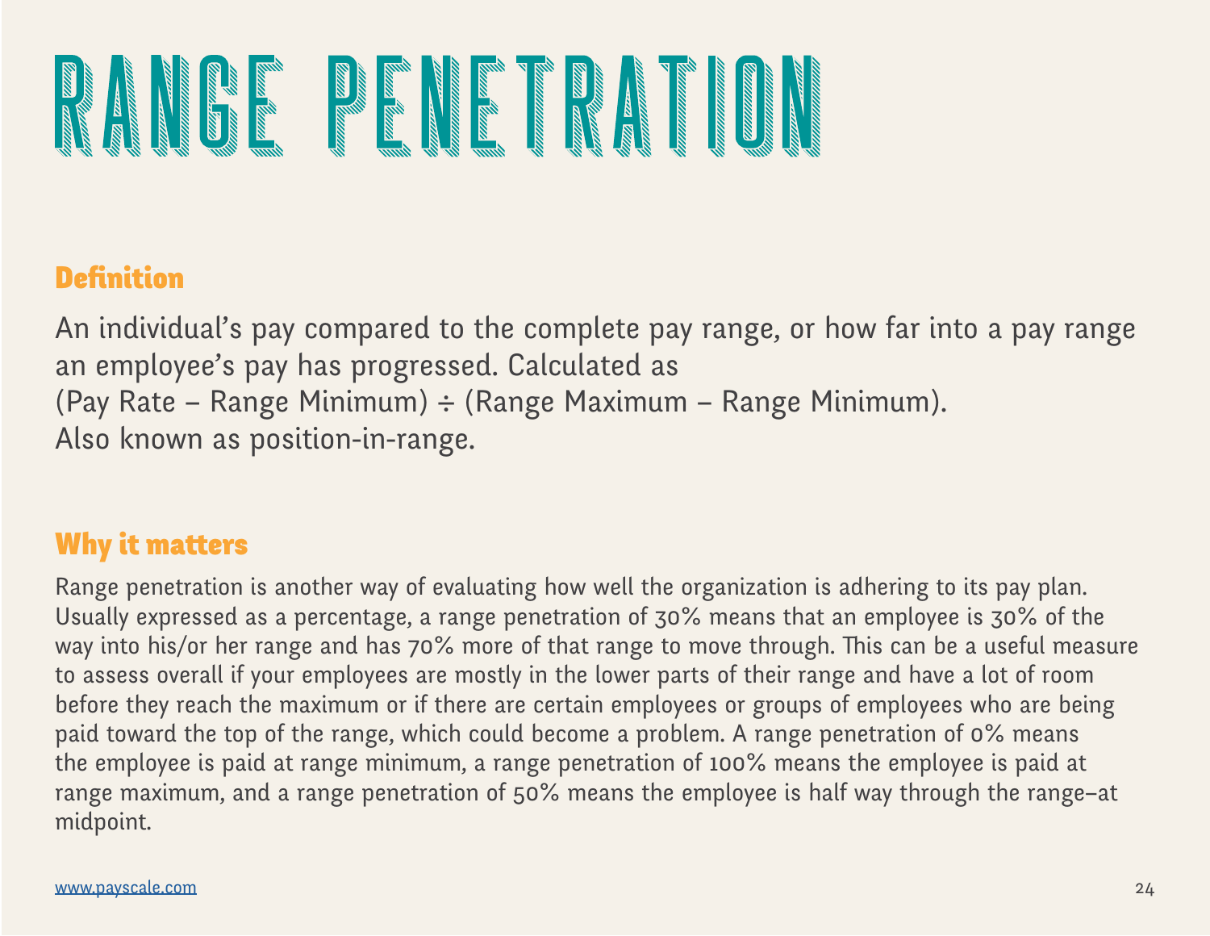# RANGE PENETRATION

## Definition

An individual's pay compared to the complete pay range, or how far into a pay range an employee's pay has progressed. Calculated as
(Pay Rate – Range Minimum) ÷ (Range Maximum – Range Minimum).
Also known as position-in-range.

## Why it matters

Range penetration is another way of evaluating how well the organization is adhering to its pay plan. Usually expressed as a percentage, a range penetration of 30% means that an employee is 30% of the way into his/or her range and has 70% more of that range to move through. This can be a useful measure to assess overall if your employees are mostly in the lower parts of their range and have a lot of room before they reach the maximum or if there are certain employees or groups of employees who are being paid toward the top of the range, which could become a problem. A range penetration of 0% means the employee is paid at range minimum, a range penetration of 100% means the employee is paid at range maximum, and a range penetration of 50% means the employee is half way through the range–at midpoint.

www.payscale.com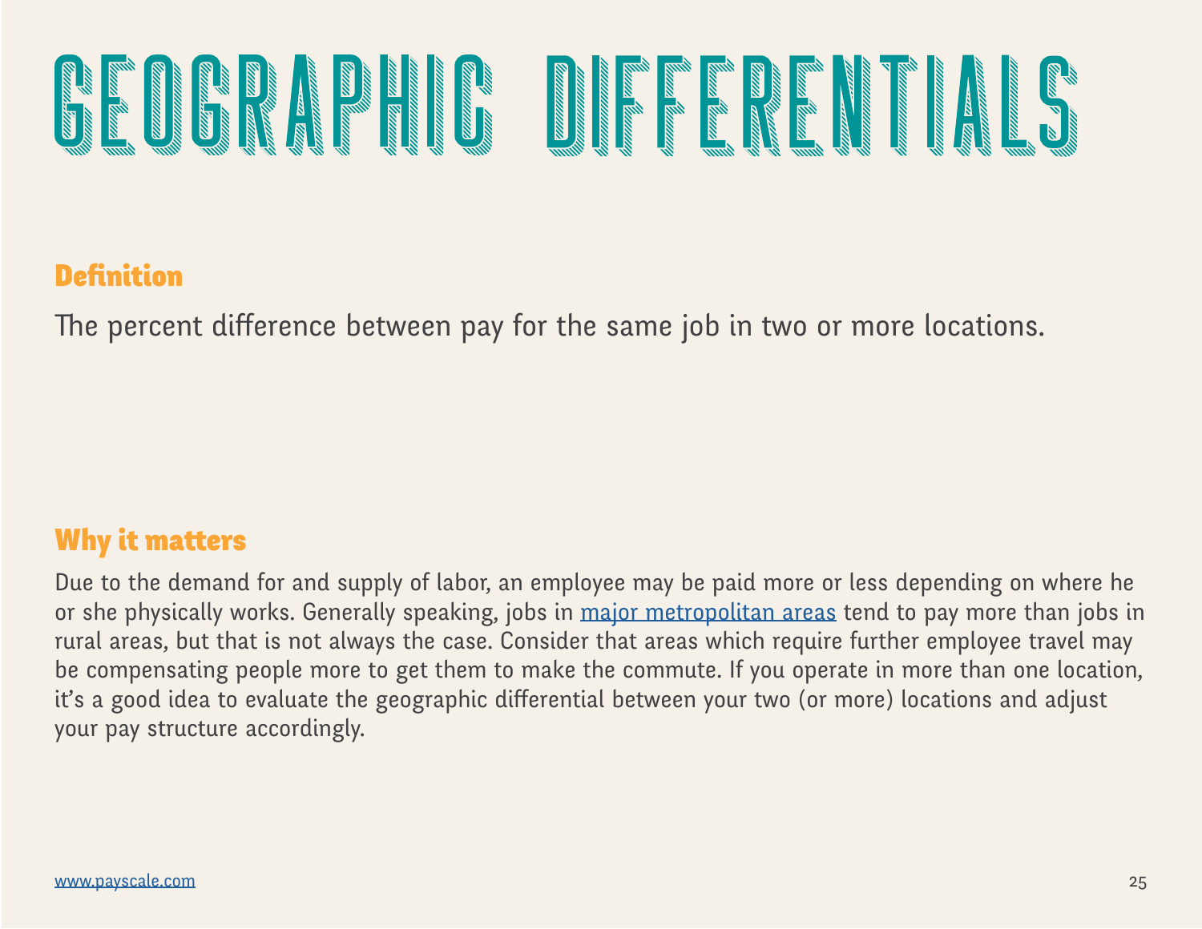# GEOGRAPHIC DIFFERENTIALS

## Definition

The percent difference between pay for the same job in two or more locations.

## Why it matters

Due to the demand for and supply of labor, an employee may be paid more or less depending on where he or she physically works. Generally speaking, jobs in [major metropolitan areas]() tend to pay more than jobs in rural areas, but that is not always the case. Consider that areas which require further employee travel may be compensating people more to get them to make the commute. If you operate in more than one location, it's a good idea to evaluate the geographic differential between your two (or more) locations and adjust your pay structure accordingly.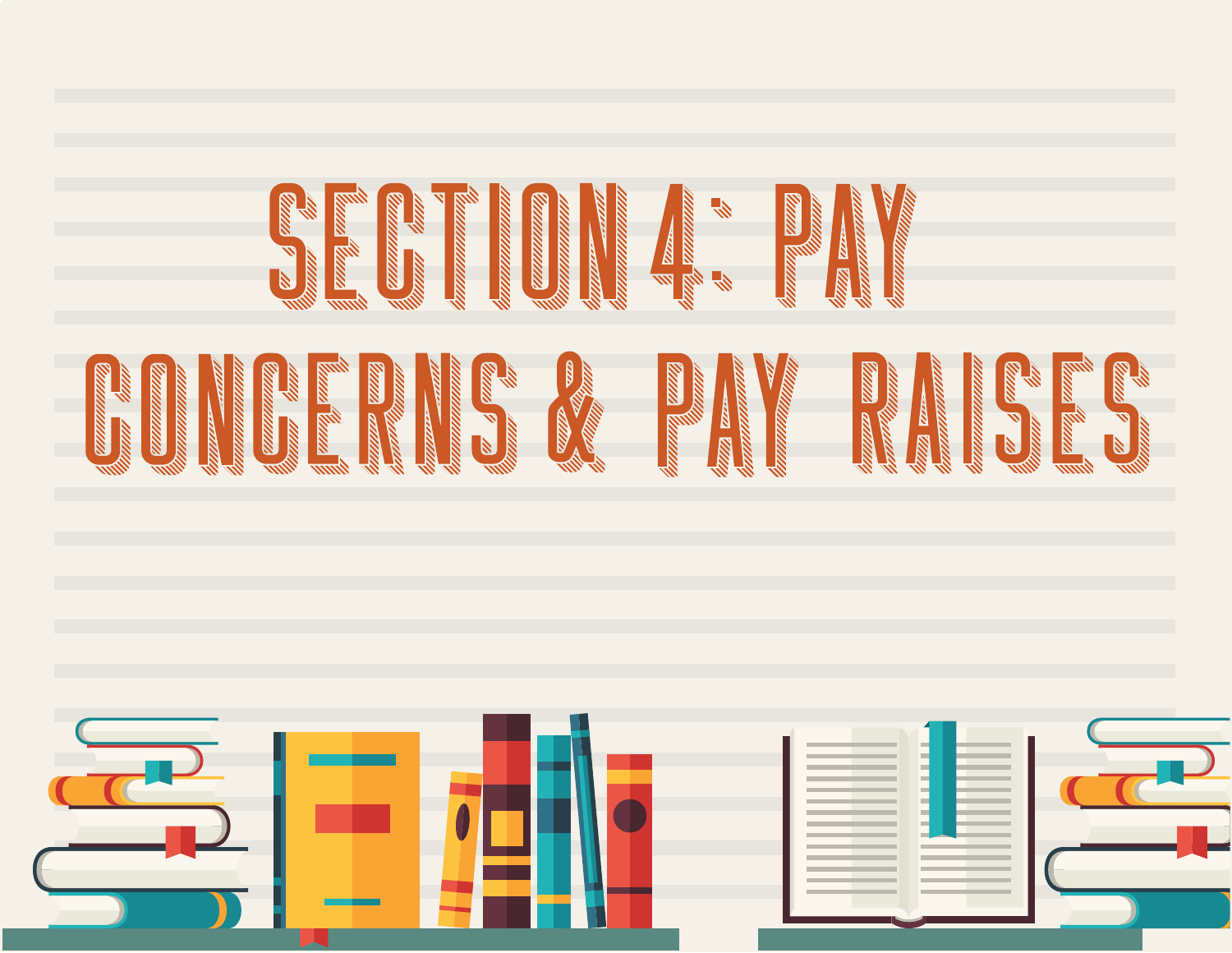# SECTION 4: PAY CONCERNS & PAY RAISES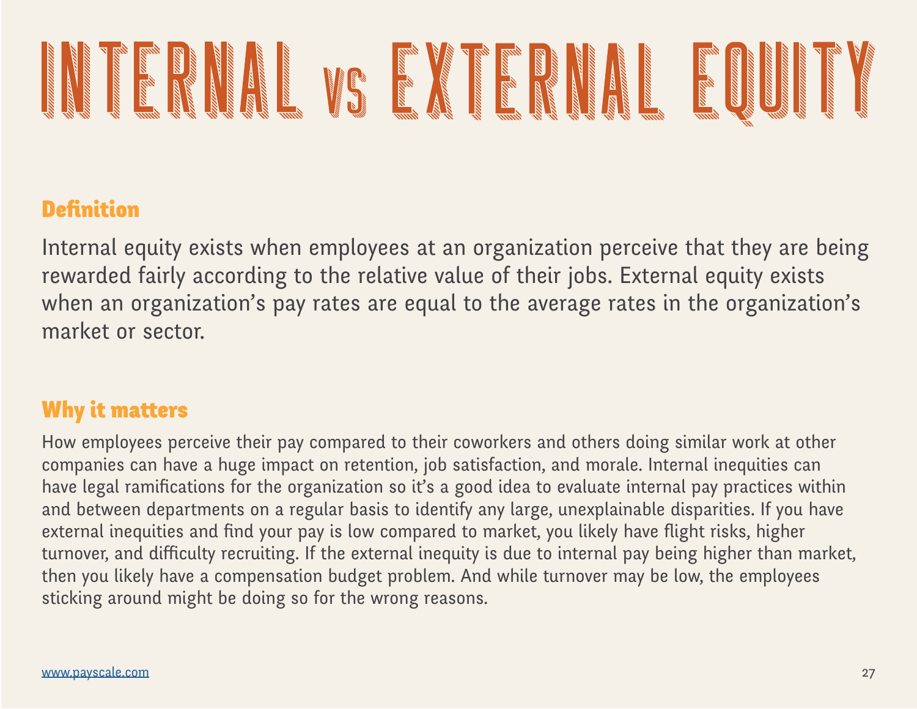# INTERNAL VS EXTERNAL EQUITY

## Definition

Internal equity exists when employees at an organization perceive that they are being rewarded fairly according to the relative value of their jobs. External equity exists when an organization's pay rates are equal to the average rates in the organization's market or sector.

## Why it matters

How employees perceive their pay compared to their coworkers and others doing similar work at other companies can have a huge impact on retention, job satisfaction, and morale. Internal inequities can have legal ramifications for the organization so it's a good idea to evaluate internal pay practices within and between departments on a regular basis to identify any large, unexplainable disparities. If you have external inequities and find your pay is low compared to market, you likely have flight risks, higher turnover, and difficulty recruiting. If the external inequity is due to internal pay being higher than market, then you likely have a compensation budget problem. And while turnover may be low, the employees sticking around might be doing so for the wrong reasons.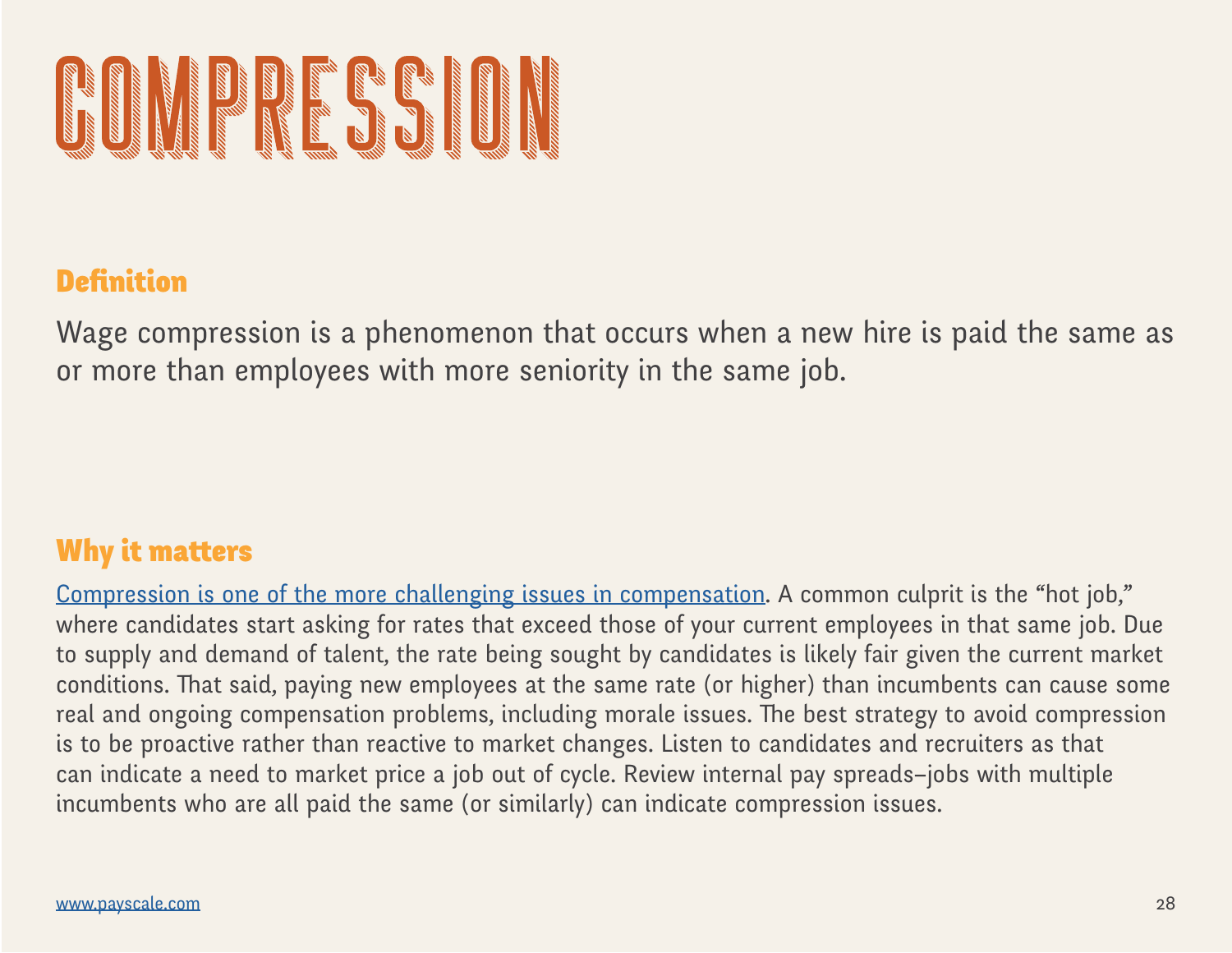# COMPRESSION

## Definition

Wage compression is a phenomenon that occurs when a new hire is paid the same as or more than employees with more seniority in the same job.

## Why it matters

Compression is one of the more challenging issues in compensation. A common culprit is the “hot job,” where candidates start asking for rates that exceed those of your current employees in that same job. Due to supply and demand of talent, the rate being sought by candidates is likely fair given the current market conditions. That said, paying new employees at the same rate (or higher) than incumbents can cause some real and ongoing compensation problems, including morale issues. The best strategy to avoid compression is to be proactive rather than reactive to market changes. Listen to candidates and recruiters as that can indicate a need to market price a job out of cycle. Review internal pay spreads–jobs with multiple incumbents who are all paid the same (or similarly) can indicate compression issues.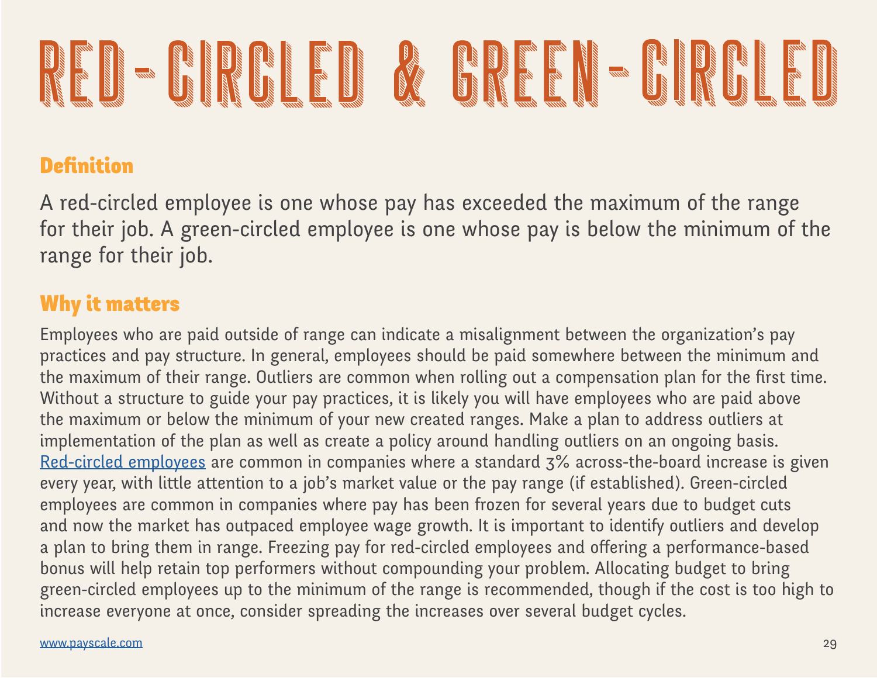# RED-CIRCLED & GREEN-CIRCLED

## Definition

A red-circled employee is one whose pay has exceeded the maximum of the range for their job. A green-circled employee is one whose pay is below the minimum of the range for their job.

## Why it matters

Employees who are paid outside of range can indicate a misalignment between the organization's pay practices and pay structure. In general, employees should be paid somewhere between the minimum and the maximum of their range. Outliers are common when rolling out a compensation plan for the first time. Without a structure to guide your pay practices, it is likely you will have employees who are paid above the maximum or below the minimum of your new created ranges. Make a plan to address outliers at implementation of the plan as well as create a policy around handling outliers on an ongoing basis. Red-circled employees are common in companies where a standard 3% across-the-board increase is given every year, with little attention to a job's market value or the pay range (if established). Green-circled employees are common in companies where pay has been frozen for several years due to budget cuts and now the market has outpaced employee wage growth. It is important to identify outliers and develop a plan to bring them in range. Freezing pay for red-circled employees and offering a performance-based bonus will help retain top performers without compounding your problem. Allocating budget to bring green-circled employees up to the minimum of the range is recommended, though if the cost is too high to increase everyone at once, consider spreading the increases over several budget cycles.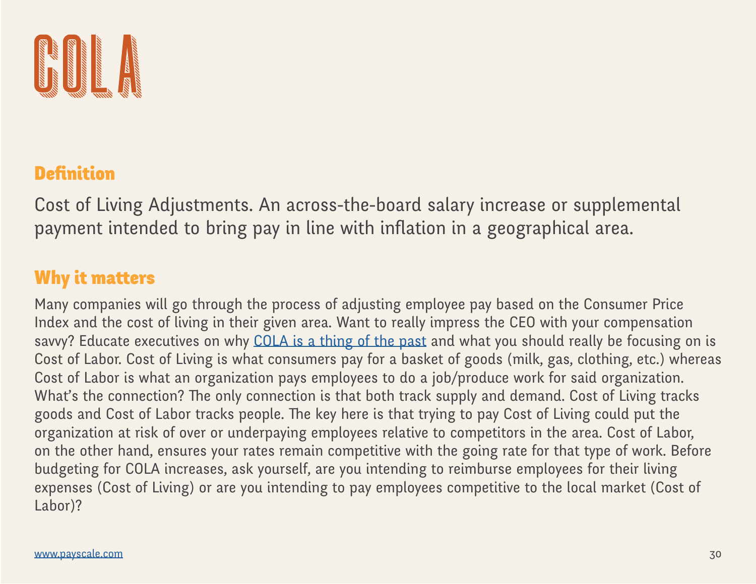# COLA

## Definition

Cost of Living Adjustments. An across-the-board salary increase or supplemental payment intended to bring pay in line with inflation in a geographical area.

## Why it matters

Many companies will go through the process of adjusting employee pay based on the Consumer Price Index and the cost of living in their given area. Want to really impress the CEO with your compensation savvy? Educate executives on why COLA is a thing of the past and what you should really be focusing on is Cost of Labor. Cost of Living is what consumers pay for a basket of goods (milk, gas, clothing, etc.) whereas Cost of Labor is what an organization pays employees to do a job/produce work for said organization. What's the connection? The only connection is that both track supply and demand. Cost of Living tracks goods and Cost of Labor tracks people. The key here is that trying to pay Cost of Living could put the organization at risk of over or underpaying employees relative to competitors in the area. Cost of Labor, on the other hand, ensures your rates remain competitive with the going rate for that type of work. Before budgeting for COLA increases, ask yourself, are you intending to reimburse employees for their living expenses (Cost of Living) or are you intending to pay employees competitive to the local market (Cost of Labor)?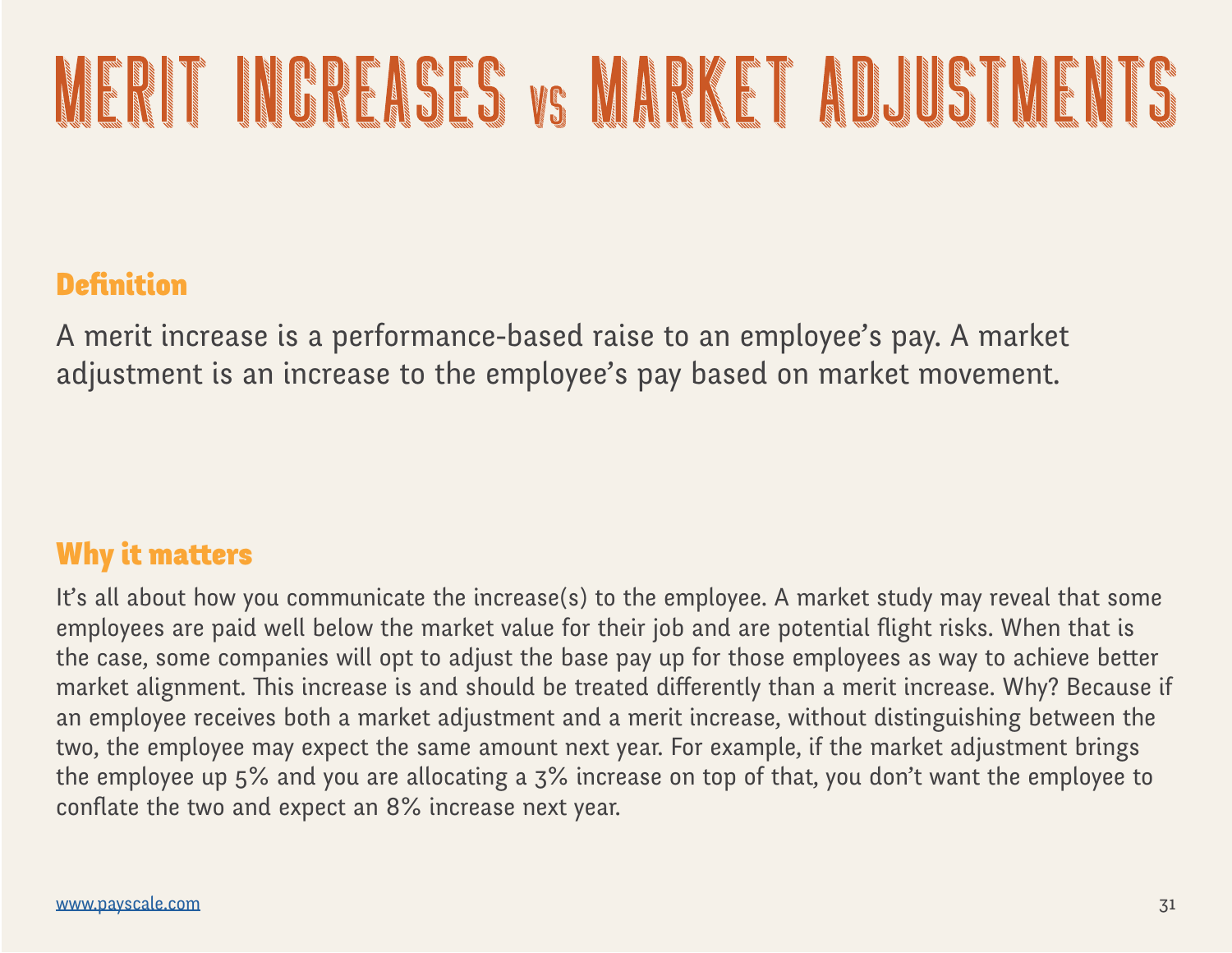# MERIT INCREASES vs MARKET ADJUSTMENTS

## Definition

A merit increase is a performance-based raise to an employee's pay. A market adjustment is an increase to the employee's pay based on market movement.

## Why it matters

It's all about how you communicate the increase(s) to the employee. A market study may reveal that some employees are paid well below the market value for their job and are potential flight risks. When that is the case, some companies will opt to adjust the base pay up for those employees as way to achieve better market alignment. This increase is and should be treated differently than a merit increase. Why? Because if an employee receives both a market adjustment and a merit increase, without distinguishing between the two, the employee may expect the same amount next year. For example, if the market adjustment brings the employee up 5% and you are allocating a 3% increase on top of that, you don't want the employee to conflate the two and expect an 8% increase next year.

www.payscale.com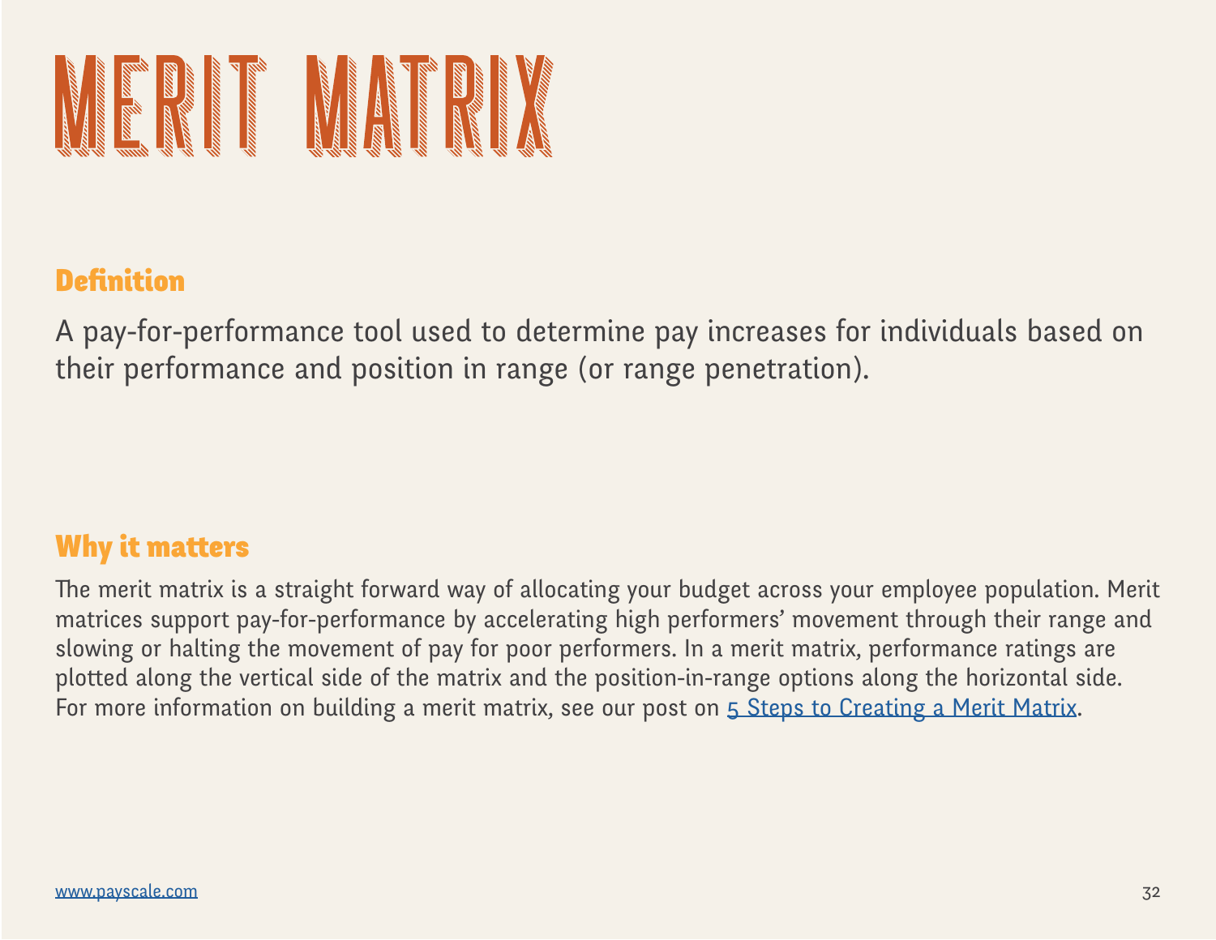# MERIT MATRIX

## Definition

A pay-for-performance tool used to determine pay increases for individuals based on their performance and position in range (or range penetration).

## Why it matters

The merit matrix is a straight forward way of allocating your budget across your employee population. Merit matrices support pay-for-performance by accelerating high performers' movement through their range and slowing or halting the movement of pay for poor performers. In a merit matrix, performance ratings are plotted along the vertical side of the matrix and the position-in-range options along the horizontal side. For more information on building a merit matrix, see our post on 5 Steps to Creating a Merit Matrix.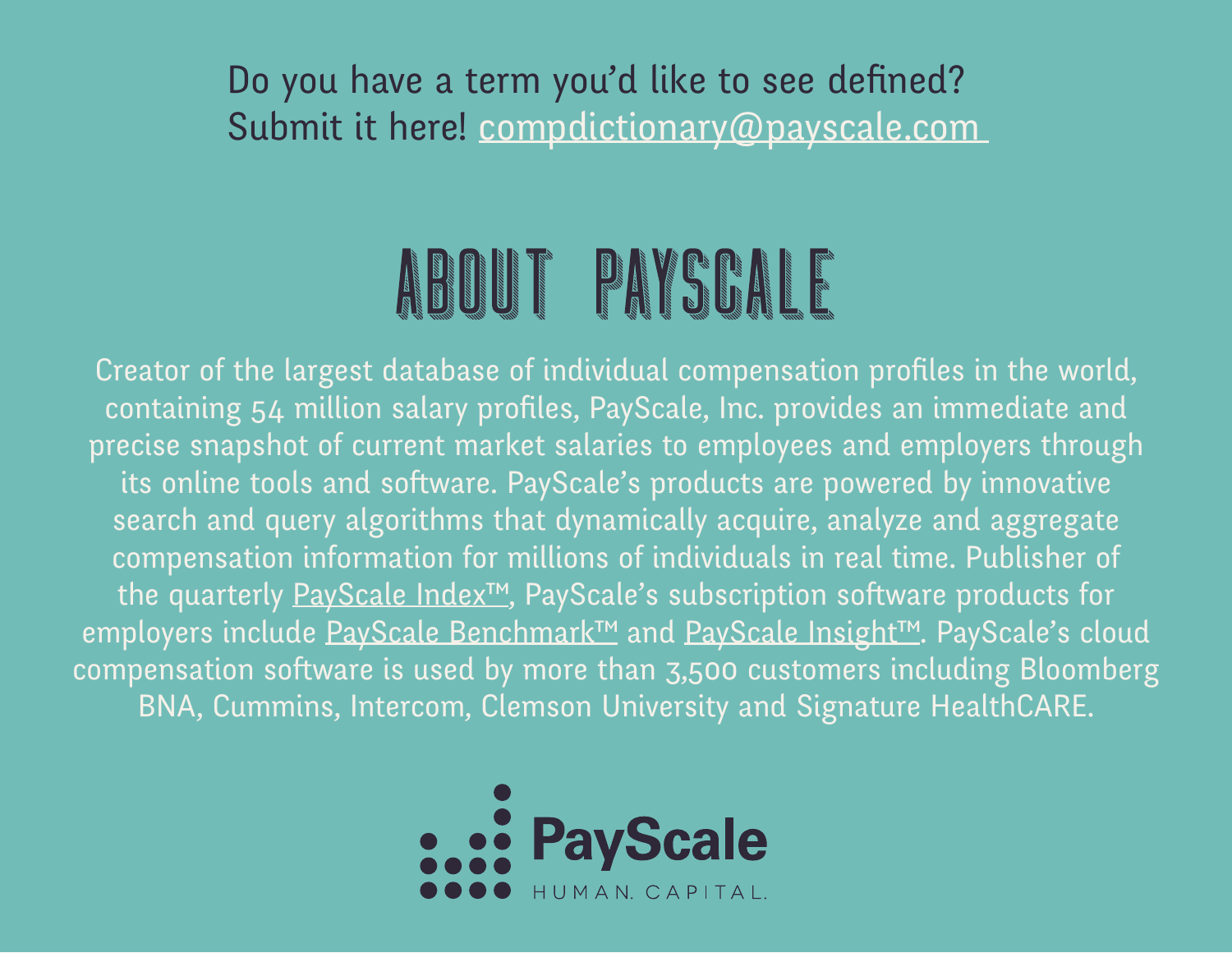Do you have a term you'd like to see defined?
Submit it here! compdictionary@payscale.com

# ABOUT PAYSCALE

Creator of the largest database of individual compensation profiles in the world, containing 54 million salary profiles, PayScale, Inc. provides an immediate and precise snapshot of current market salaries to employees and employers through its online tools and software. PayScale's products are powered by innovative search and query algorithms that dynamically acquire, analyze and aggregate compensation information for millions of individuals in real time. Publisher of the quarterly PayScale Index™, PayScale's subscription software products for employers include PayScale Benchmark™ and PayScale Insight™. PayScale's cloud compensation software is used by more than 3,500 customers including Bloomberg BNA, Cummins, Intercom, Clemson University and Signature HealthCARE.

PayScale
HUMAN. CAPITAL.